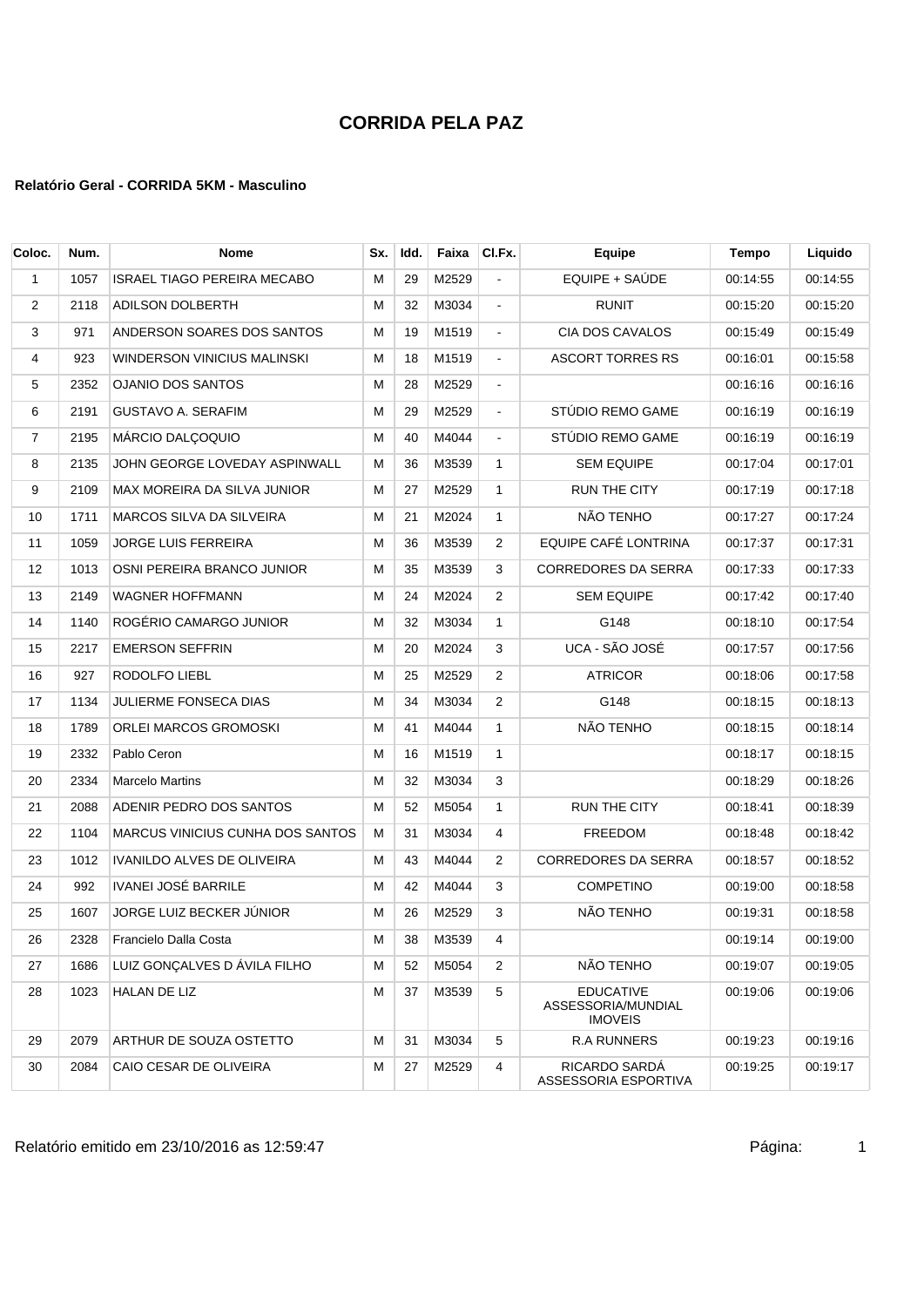# CORRIDA PELA PAZ

**Relatório Geral - CORRIDA 5KM - Masculino**

| Coloc. | Num. | Nome | Sx. | Idd. | Faixa | Cl.Fx. | Equipe | Tempo | Liquido |
|---|---|---|---|---|---|---|---|---|---|
| 1 | 1057 | ISRAEL TIAGO PEREIRA MECABO | M | 29 | M2529 | - | EQUIPE + SAÚDE | 00:14:55 | 00:14:55 |
| 2 | 2118 | ADILSON DOLBERTH | M | 32 | M3034 | - | RUNIT | 00:15:20 | 00:15:20 |
| 3 | 971 | ANDERSON SOARES DOS SANTOS | M | 19 | M1519 | - | CIA DOS CAVALOS | 00:15:49 | 00:15:49 |
| 4 | 923 | WINDERSON VINICIUS MALINSKI | M | 18 | M1519 | - | ASCORT TORRES RS | 00:16:01 | 00:15:58 |
| 5 | 2352 | OJANIO DOS SANTOS | M | 28 | M2529 | - | | 00:16:16 | 00:16:16 |
| 6 | 2191 | GUSTAVO A. SERAFIM | M | 29 | M2529 | - | STÚDIO REMO GAME | 00:16:19 | 00:16:19 |
| 7 | 2195 | MÁRCIO DALÇOQUIO | M | 40 | M4044 | - | STÚDIO REMO GAME | 00:16:19 | 00:16:19 |
| 8 | 2135 | JOHN GEORGE LOVEDAY ASPINWALL | M | 36 | M3539 | 1 | SEM EQUIPE | 00:17:04 | 00:17:01 |
| 9 | 2109 | MAX MOREIRA DA SILVA JUNIOR | M | 27 | M2529 | 1 | RUN THE CITY | 00:17:19 | 00:17:18 |
| 10 | 1711 | MARCOS SILVA DA SILVEIRA | M | 21 | M2024 | 1 | NÃO TENHO | 00:17:27 | 00:17:24 |
| 11 | 1059 | JORGE LUIS FERREIRA | M | 36 | M3539 | 2 | EQUIPE CAFÉ LONTRINA | 00:17:37 | 00:17:31 |
| 12 | 1013 | OSNI PEREIRA BRANCO JUNIOR | M | 35 | M3539 | 3 | CORREDORES DA SERRA | 00:17:33 | 00:17:33 |
| 13 | 2149 | WAGNER HOFFMANN | M | 24 | M2024 | 2 | SEM EQUIPE | 00:17:42 | 00:17:40 |
| 14 | 1140 | ROGÉRIO CAMARGO JUNIOR | M | 32 | M3034 | 1 | G148 | 00:18:10 | 00:17:54 |
| 15 | 2217 | EMERSON SEFFRIN | M | 20 | M2024 | 3 | UCA - SÃO JOSÉ | 00:17:57 | 00:17:56 |
| 16 | 927 | RODOLFO LIEBL | M | 25 | M2529 | 2 | ATRICOR | 00:18:06 | 00:17:58 |
| 17 | 1134 | JULIERME FONSECA DIAS | M | 34 | M3034 | 2 | G148 | 00:18:15 | 00:18:13 |
| 18 | 1789 | ORLEI MARCOS GROMOSKI | M | 41 | M4044 | 1 | NÃO TENHO | 00:18:15 | 00:18:14 |
| 19 | 2332 | Pablo Ceron | M | 16 | M1519 | 1 | | 00:18:17 | 00:18:15 |
| 20 | 2334 | Marcelo Martins | M | 32 | M3034 | 3 | | 00:18:29 | 00:18:26 |
| 21 | 2088 | ADENIR PEDRO DOS SANTOS | M | 52 | M5054 | 1 | RUN THE CITY | 00:18:41 | 00:18:39 |
| 22 | 1104 | MARCUS VINICIUS CUNHA DOS SANTOS | M | 31 | M3034 | 4 | FREEDOM | 00:18:48 | 00:18:42 |
| 23 | 1012 | IVANILDO ALVES DE OLIVEIRA | M | 43 | M4044 | 2 | CORREDORES DA SERRA | 00:18:57 | 00:18:52 |
| 24 | 992 | IVANEI JOSÉ BARRILE | M | 42 | M4044 | 3 | COMPETINO | 00:19:00 | 00:18:58 |
| 25 | 1607 | JORGE LUIZ BECKER JÚNIOR | M | 26 | M2529 | 3 | NÃO TENHO | 00:19:31 | 00:18:58 |
| 26 | 2328 | Francielo Dalla Costa | M | 38 | M3539 | 4 | | 00:19:14 | 00:19:00 |
| 27 | 1686 | LUIZ GONÇALVES D ÁVILA FILHO | M | 52 | M5054 | 2 | NÃO TENHO | 00:19:07 | 00:19:05 |
| 28 | 1023 | HALAN DE LIZ | M | 37 | M3539 | 5 | EDUCATIVE ASSESSORIA/MUNDIAL IMOVEIS | 00:19:06 | 00:19:06 |
| 29 | 2079 | ARTHUR DE SOUZA OSTETTO | M | 31 | M3034 | 5 | R.A RUNNERS | 00:19:23 | 00:19:16 |
| 30 | 2084 | CAIO CESAR DE OLIVEIRA | M | 27 | M2529 | 4 | RICARDO SARDÁ ASSESSORIA ESPORTIVA | 00:19:25 | 00:19:17 |

Relatório emitido em 23/10/2016 as 12:59:47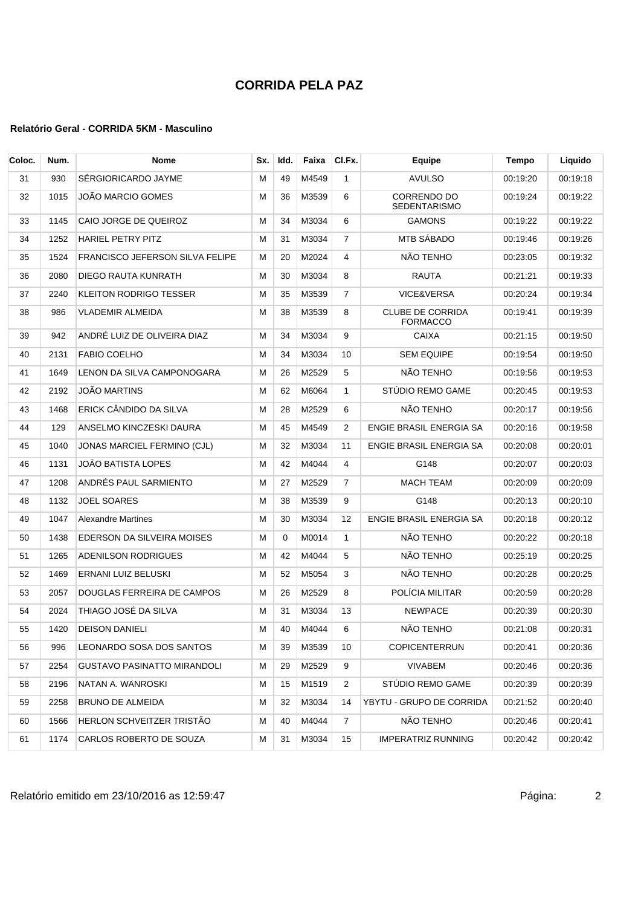# CORRIDA PELA PAZ

**Relatório Geral - CORRIDA 5KM - Masculino**

| Coloc. | Num. | Nome | Sx. | Idd. | Faixa | Cl.Fx. | Equipe | Tempo | Liquido |
|---|---|---|---|---|---|---|---|---|---|
| 31 | 930 | SÉRGIORICARDO JAYME | M | 49 | M4549 | 1 | AVULSO | 00:19:20 | 00:19:18 |
| 32 | 1015 | JOÃO MARCIO GOMES | M | 36 | M3539 | 6 | CORRENDO DO SEDENTARISMO | 00:19:24 | 00:19:22 |
| 33 | 1145 | CAIO JORGE DE QUEIROZ | M | 34 | M3034 | 6 | GAMONS | 00:19:22 | 00:19:22 |
| 34 | 1252 | HARIEL PETRY PITZ | M | 31 | M3034 | 7 | MTB SÁBADO | 00:19:46 | 00:19:26 |
| 35 | 1524 | FRANCISCO JEFERSON SILVA FELIPE | M | 20 | M2024 | 4 | NÃO TENHO | 00:23:05 | 00:19:32 |
| 36 | 2080 | DIEGO RAUTA KUNRATH | M | 30 | M3034 | 8 | RAUTA | 00:21:21 | 00:19:33 |
| 37 | 2240 | KLEITON RODRIGO TESSER | M | 35 | M3539 | 7 | VICE&VERSA | 00:20:24 | 00:19:34 |
| 38 | 986 | VLADEMIR ALMEIDA | M | 38 | M3539 | 8 | CLUBE DE CORRIDA FORMACCO | 00:19:41 | 00:19:39 |
| 39 | 942 | ANDRÉ LUIZ DE OLIVEIRA DIAZ | M | 34 | M3034 | 9 | CAIXA | 00:21:15 | 00:19:50 |
| 40 | 2131 | FABIO COELHO | M | 34 | M3034 | 10 | SEM EQUIPE | 00:19:54 | 00:19:50 |
| 41 | 1649 | LENON DA SILVA CAMPONOGARA | M | 26 | M2529 | 5 | NÃO TENHO | 00:19:56 | 00:19:53 |
| 42 | 2192 | JOÃO MARTINS | M | 62 | M6064 | 1 | STÚDIO REMO GAME | 00:20:45 | 00:19:53 |
| 43 | 1468 | ERICK CÂNDIDO DA SILVA | M | 28 | M2529 | 6 | NÃO TENHO | 00:20:17 | 00:19:56 |
| 44 | 129 | ANSELMO KINCZESKI DAURA | M | 45 | M4549 | 2 | ENGIE BRASIL ENERGIA SA | 00:20:16 | 00:19:58 |
| 45 | 1040 | JONAS MARCIEL FERMINO (CJL) | M | 32 | M3034 | 11 | ENGIE BRASIL ENERGIA SA | 00:20:08 | 00:20:01 |
| 46 | 1131 | JOÃO BATISTA LOPES | M | 42 | M4044 | 4 | G148 | 00:20:07 | 00:20:03 |
| 47 | 1208 | ANDRÉS PAUL SARMIENTO | M | 27 | M2529 | 7 | MACH TEAM | 00:20:09 | 00:20:09 |
| 48 | 1132 | JOEL SOARES | M | 38 | M3539 | 9 | G148 | 00:20:13 | 00:20:10 |
| 49 | 1047 | Alexandre Martines | M | 30 | M3034 | 12 | ENGIE BRASIL ENERGIA SA | 00:20:18 | 00:20:12 |
| 50 | 1438 | EDERSON DA SILVEIRA MOISES | M | 0 | M0014 | 1 | NÃO TENHO | 00:20:22 | 00:20:18 |
| 51 | 1265 | ADENILSON RODRIGUES | M | 42 | M4044 | 5 | NÃO TENHO | 00:25:19 | 00:20:25 |
| 52 | 1469 | ERNANI LUIZ BELUSKI | M | 52 | M5054 | 3 | NÃO TENHO | 00:20:28 | 00:20:25 |
| 53 | 2057 | DOUGLAS FERREIRA DE CAMPOS | M | 26 | M2529 | 8 | POLÍCIA MILITAR | 00:20:59 | 00:20:28 |
| 54 | 2024 | THIAGO JOSÉ DA SILVA | M | 31 | M3034 | 13 | NEWPACE | 00:20:39 | 00:20:30 |
| 55 | 1420 | DEISON DANIELI | M | 40 | M4044 | 6 | NÃO TENHO | 00:21:08 | 00:20:31 |
| 56 | 996 | LEONARDO SOSA DOS SANTOS | M | 39 | M3539 | 10 | COPICENTERRUN | 00:20:41 | 00:20:36 |
| 57 | 2254 | GUSTAVO PASINATTO MIRANDOLI | M | 29 | M2529 | 9 | VIVABEM | 00:20:46 | 00:20:36 |
| 58 | 2196 | NATAN A. WANROSKI | M | 15 | M1519 | 2 | STÚDIO REMO GAME | 00:20:39 | 00:20:39 |
| 59 | 2258 | BRUNO DE ALMEIDA | M | 32 | M3034 | 14 | YBYTU - GRUPO DE CORRIDA | 00:21:52 | 00:20:40 |
| 60 | 1566 | HERLON SCHVEITZER TRISTÃO | M | 40 | M4044 | 7 | NÃO TENHO | 00:20:46 | 00:20:41 |
| 61 | 1174 | CARLOS ROBERTO DE SOUZA | M | 31 | M3034 | 15 | IMPERATRIZ RUNNING | 00:20:42 | 00:20:42 |

Relatório emitido em 23/10/2016 as 12:59:47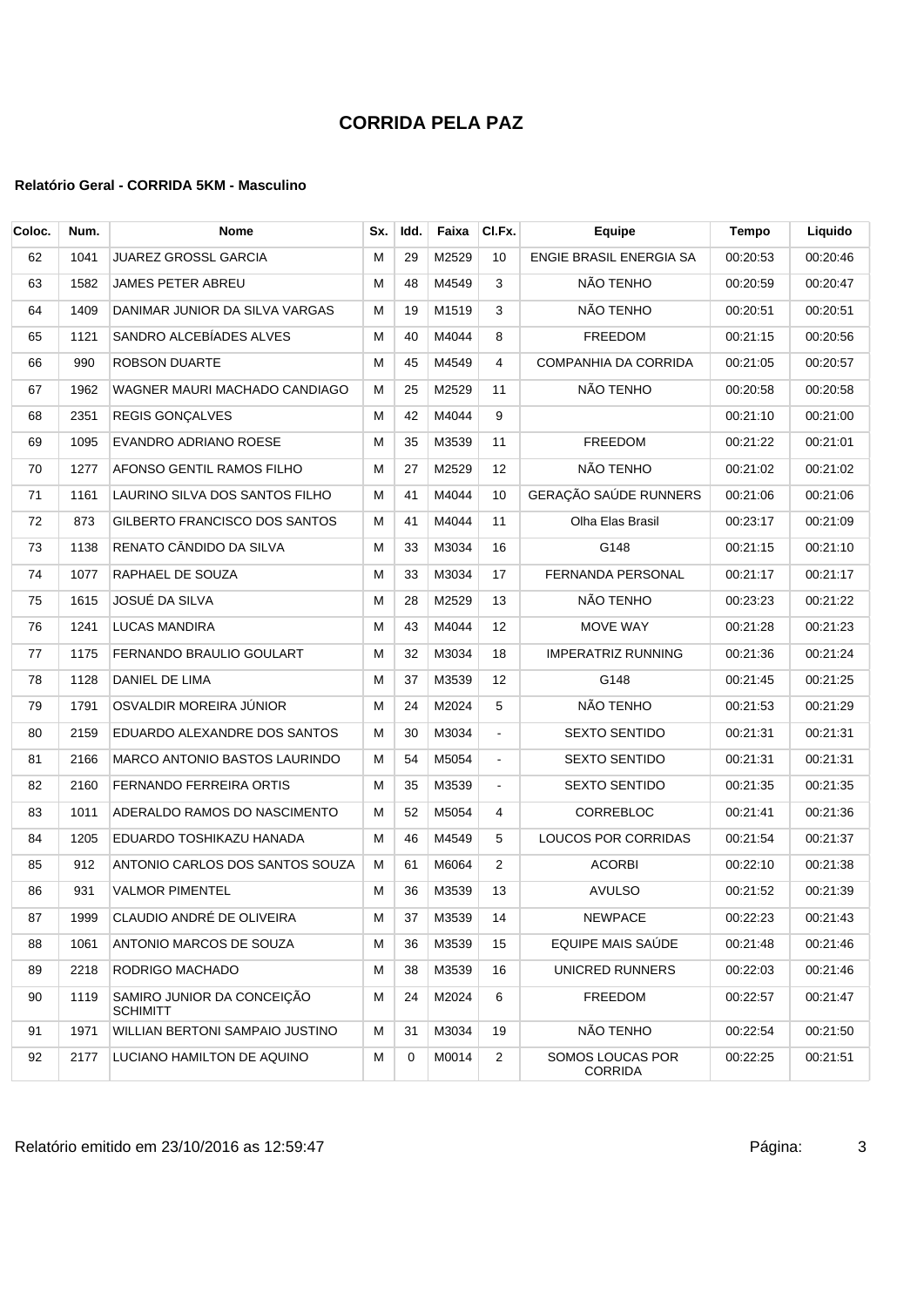# CORRIDA PELA PAZ

### Relatório Geral - CORRIDA 5KM - Masculino

| Coloc. | Num. | Nome | Sx. | Idd. | Faixa | Cl.Fx. | Equipe | Tempo | Liquido |
|---|---|---|---|---|---|---|---|---|---|
| 62 | 1041 | JUAREZ GROSSL GARCIA | M | 29 | M2529 | 10 | ENGIE BRASIL ENERGIA SA | 00:20:53 | 00:20:46 |
| 63 | 1582 | JAMES PETER ABREU | M | 48 | M4549 | 3 | NÃO TENHO | 00:20:59 | 00:20:47 |
| 64 | 1409 | DANIMAR JUNIOR DA SILVA VARGAS | M | 19 | M1519 | 3 | NÃO TENHO | 00:20:51 | 00:20:51 |
| 65 | 1121 | SANDRO ALCEBÍADES ALVES | M | 40 | M4044 | 8 | FREEDOM | 00:21:15 | 00:20:56 |
| 66 | 990 | ROBSON DUARTE | M | 45 | M4549 | 4 | COMPANHIA DA CORRIDA | 00:21:05 | 00:20:57 |
| 67 | 1962 | WAGNER MAURI MACHADO CANDIAGO | M | 25 | M2529 | 11 | NÃO TENHO | 00:20:58 | 00:20:58 |
| 68 | 2351 | REGIS GONÇALVES | M | 42 | M4044 | 9 | | 00:21:10 | 00:21:00 |
| 69 | 1095 | EVANDRO ADRIANO ROESE | M | 35 | M3539 | 11 | FREEDOM | 00:21:22 | 00:21:01 |
| 70 | 1277 | AFONSO GENTIL RAMOS FILHO | M | 27 | M2529 | 12 | NÃO TENHO | 00:21:02 | 00:21:02 |
| 71 | 1161 | LAURINO SILVA DOS SANTOS FILHO | M | 41 | M4044 | 10 | GERAÇÃO SAÚDE RUNNERS | 00:21:06 | 00:21:06 |
| 72 | 873 | GILBERTO FRANCISCO DOS SANTOS | M | 41 | M4044 | 11 | Olha Elas Brasil | 00:23:17 | 00:21:09 |
| 73 | 1138 | RENATO CÂNDIDO DA SILVA | M | 33 | M3034 | 16 | G148 | 00:21:15 | 00:21:10 |
| 74 | 1077 | RAPHAEL DE SOUZA | M | 33 | M3034 | 17 | FERNANDA PERSONAL | 00:21:17 | 00:21:17 |
| 75 | 1615 | JOSUÉ DA SILVA | M | 28 | M2529 | 13 | NÃO TENHO | 00:23:23 | 00:21:22 |
| 76 | 1241 | LUCAS MANDIRA | M | 43 | M4044 | 12 | MOVE WAY | 00:21:28 | 00:21:23 |
| 77 | 1175 | FERNANDO BRAULIO GOULART | M | 32 | M3034 | 18 | IMPERATRIZ RUNNING | 00:21:36 | 00:21:24 |
| 78 | 1128 | DANIEL DE LIMA | M | 37 | M3539 | 12 | G148 | 00:21:45 | 00:21:25 |
| 79 | 1791 | OSVALDIR MOREIRA JÚNIOR | M | 24 | M2024 | 5 | NÃO TENHO | 00:21:53 | 00:21:29 |
| 80 | 2159 | EDUARDO ALEXANDRE DOS SANTOS | M | 30 | M3034 | - | SEXTO SENTIDO | 00:21:31 | 00:21:31 |
| 81 | 2166 | MARCO ANTONIO BASTOS LAURINDO | M | 54 | M5054 | - | SEXTO SENTIDO | 00:21:31 | 00:21:31 |
| 82 | 2160 | FERNANDO FERREIRA ORTIS | M | 35 | M3539 | - | SEXTO SENTIDO | 00:21:35 | 00:21:35 |
| 83 | 1011 | ADERALDO RAMOS DO NASCIMENTO | M | 52 | M5054 | 4 | CORREBLOC | 00:21:41 | 00:21:36 |
| 84 | 1205 | EDUARDO TOSHIKAZU HANADA | M | 46 | M4549 | 5 | LOUCOS POR CORRIDAS | 00:21:54 | 00:21:37 |
| 85 | 912 | ANTONIO CARLOS DOS SANTOS SOUZA | M | 61 | M6064 | 2 | ACORBI | 00:22:10 | 00:21:38 |
| 86 | 931 | VALMOR PIMENTEL | M | 36 | M3539 | 13 | AVULSO | 00:21:52 | 00:21:39 |
| 87 | 1999 | CLAUDIO ANDRÉ DE OLIVEIRA | M | 37 | M3539 | 14 | NEWPACE | 00:22:23 | 00:21:43 |
| 88 | 1061 | ANTONIO MARCOS DE SOUZA | M | 36 | M3539 | 15 | EQUIPE MAIS SAÚDE | 00:21:48 | 00:21:46 |
| 89 | 2218 | RODRIGO MACHADO | M | 38 | M3539 | 16 | UNICRED RUNNERS | 00:22:03 | 00:21:46 |
| 90 | 1119 | SAMIRO JUNIOR DA CONCEIÇÃO SCHIMITT | M | 24 | M2024 | 6 | FREEDOM | 00:22:57 | 00:21:47 |
| 91 | 1971 | WILLIAN BERTONI SAMPAIO JUSTINO | M | 31 | M3034 | 19 | NÃO TENHO | 00:22:54 | 00:21:50 |
| 92 | 2177 | LUCIANO HAMILTON DE AQUINO | M | 0 | M0014 | 2 | SOMOS LOUCAS POR CORRIDA | 00:22:25 | 00:21:51 |

Relatório emitido em 23/10/2016 as 12:59:47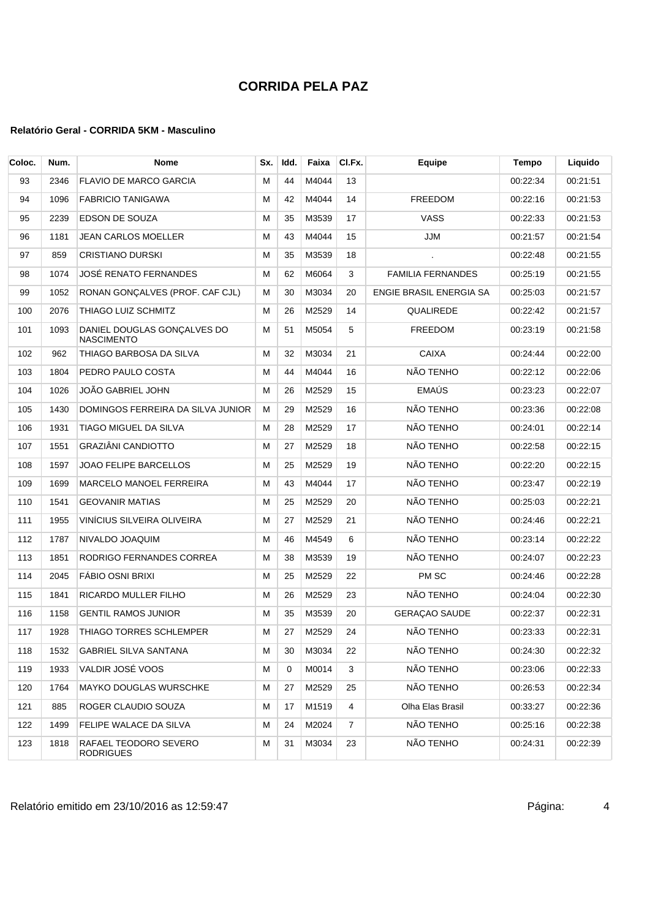# CORRIDA PELA PAZ

#### Relatório Geral - CORRIDA 5KM - Masculino

| Coloc. | Num. | Nome | Sx. | Idd. | Faixa | Cl.Fx. | Equipe | Tempo | Liquido |
|---|---|---|---|---|---|---|---|---|---|
| 93 | 2346 | FLAVIO DE MARCO GARCIA | M | 44 | M4044 | 13 | | 00:22:34 | 00:21:51 |
| 94 | 1096 | FABRICIO TANIGAWA | M | 42 | M4044 | 14 | FREEDOM | 00:22:16 | 00:21:53 |
| 95 | 2239 | EDSON DE SOUZA | M | 35 | M3539 | 17 | VASS | 00:22:33 | 00:21:53 |
| 96 | 1181 | JEAN CARLOS MOELLER | M | 43 | M4044 | 15 | JJM | 00:21:57 | 00:21:54 |
| 97 | 859 | CRISTIANO DURSKI | M | 35 | M3539 | 18 | . | 00:22:48 | 00:21:55 |
| 98 | 1074 | JOSÉ RENATO FERNANDES | M | 62 | M6064 | 3 | FAMILIA FERNANDES | 00:25:19 | 00:21:55 |
| 99 | 1052 | RONAN GONÇALVES (PROF. CAF CJL) | M | 30 | M3034 | 20 | ENGIE BRASIL ENERGIA SA | 00:25:03 | 00:21:57 |
| 100 | 2076 | THIAGO LUIZ SCHMITZ | M | 26 | M2529 | 14 | QUALIREDE | 00:22:42 | 00:21:57 |
| 101 | 1093 | DANIEL DOUGLAS GONÇALVES DO NASCIMENTO | M | 51 | M5054 | 5 | FREEDOM | 00:23:19 | 00:21:58 |
| 102 | 962 | THIAGO BARBOSA DA SILVA | M | 32 | M3034 | 21 | CAIXA | 00:24:44 | 00:22:00 |
| 103 | 1804 | PEDRO PAULO COSTA | M | 44 | M4044 | 16 | NÃO TENHO | 00:22:12 | 00:22:06 |
| 104 | 1026 | JOÃO GABRIEL JOHN | M | 26 | M2529 | 15 | EMAÚS | 00:23:23 | 00:22:07 |
| 105 | 1430 | DOMINGOS FERREIRA DA SILVA JUNIOR | M | 29 | M2529 | 16 | NÃO TENHO | 00:23:36 | 00:22:08 |
| 106 | 1931 | TIAGO MIGUEL DA SILVA | M | 28 | M2529 | 17 | NÃO TENHO | 00:24:01 | 00:22:14 |
| 107 | 1551 | GRAZIÂNI CANDIOTTO | M | 27 | M2529 | 18 | NÃO TENHO | 00:22:58 | 00:22:15 |
| 108 | 1597 | JOAO FELIPE BARCELLOS | M | 25 | M2529 | 19 | NÃO TENHO | 00:22:20 | 00:22:15 |
| 109 | 1699 | MARCELO MANOEL FERREIRA | M | 43 | M4044 | 17 | NÃO TENHO | 00:23:47 | 00:22:19 |
| 110 | 1541 | GEOVANIR MATIAS | M | 25 | M2529 | 20 | NÃO TENHO | 00:25:03 | 00:22:21 |
| 111 | 1955 | VINÍCIUS SILVEIRA OLIVEIRA | M | 27 | M2529 | 21 | NÃO TENHO | 00:24:46 | 00:22:21 |
| 112 | 1787 | NIVALDO JOAQUIM | M | 46 | M4549 | 6 | NÃO TENHO | 00:23:14 | 00:22:22 |
| 113 | 1851 | RODRIGO FERNANDES CORREA | M | 38 | M3539 | 19 | NÃO TENHO | 00:24:07 | 00:22:23 |
| 114 | 2045 | FÁBIO OSNI BRIXI | M | 25 | M2529 | 22 | PM SC | 00:24:46 | 00:22:28 |
| 115 | 1841 | RICARDO MULLER FILHO | M | 26 | M2529 | 23 | NÃO TENHO | 00:24:04 | 00:22:30 |
| 116 | 1158 | GENTIL RAMOS JUNIOR | M | 35 | M3539 | 20 | GERAÇAO SAUDE | 00:22:37 | 00:22:31 |
| 117 | 1928 | THIAGO TORRES SCHLEMPER | M | 27 | M2529 | 24 | NÃO TENHO | 00:23:33 | 00:22:31 |
| 118 | 1532 | GABRIEL SILVA SANTANA | M | 30 | M3034 | 22 | NÃO TENHO | 00:24:30 | 00:22:32 |
| 119 | 1933 | VALDIR JOSÉ VOOS | M | 0 | M0014 | 3 | NÃO TENHO | 00:23:06 | 00:22:33 |
| 120 | 1764 | MAYKO DOUGLAS WURSCHKE | M | 27 | M2529 | 25 | NÃO TENHO | 00:26:53 | 00:22:34 |
| 121 | 885 | ROGER CLAUDIO SOUZA | M | 17 | M1519 | 4 | Olha Elas Brasil | 00:33:27 | 00:22:36 |
| 122 | 1499 | FELIPE WALACE DA SILVA | M | 24 | M2024 | 7 | NÃO TENHO | 00:25:16 | 00:22:38 |
| 123 | 1818 | RAFAEL TEODORO SEVERO RODRIGUES | M | 31 | M3034 | 23 | NÃO TENHO | 00:24:31 | 00:22:39 |

Relatório emitido em 23/10/2016 as 12:59:47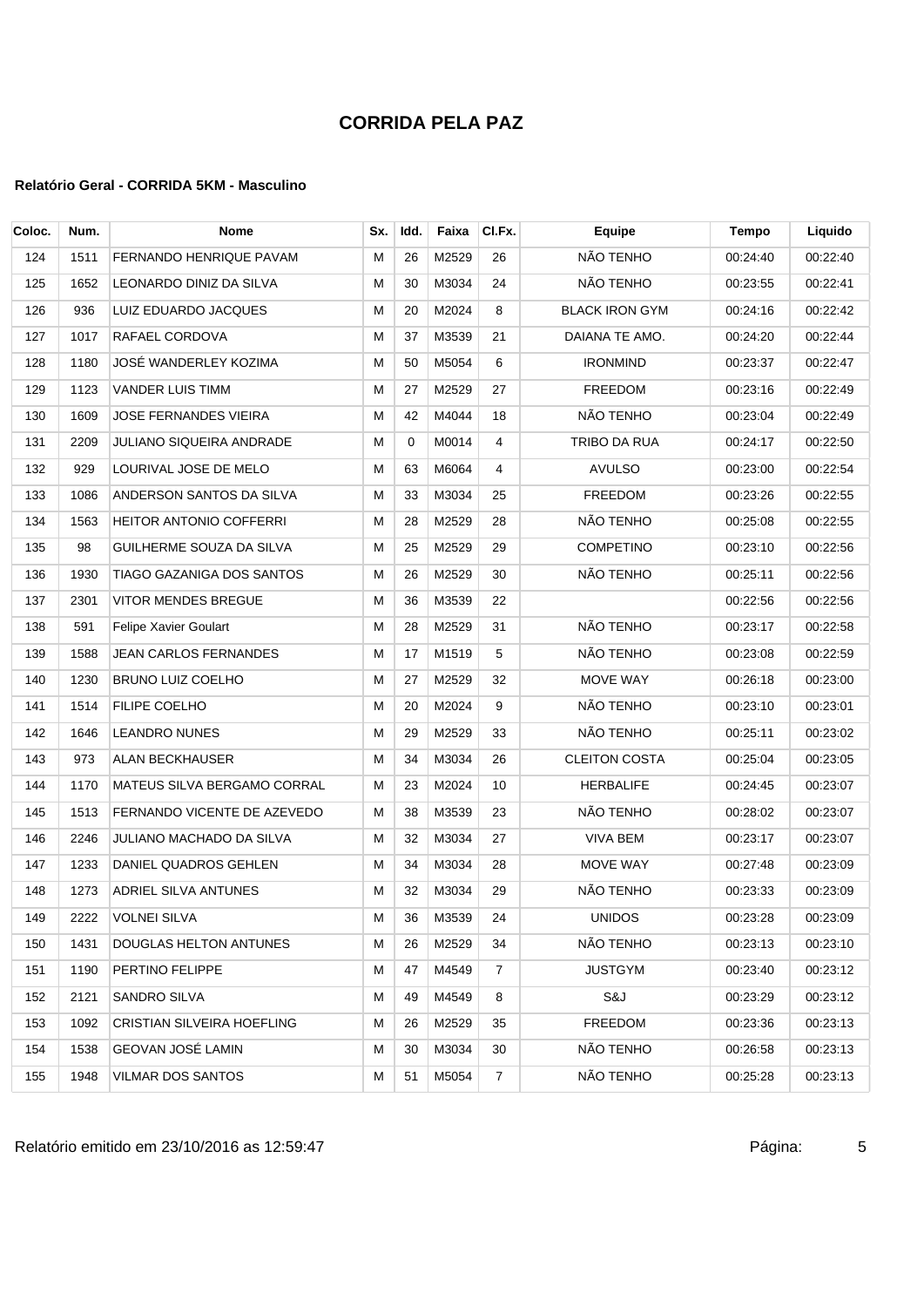# CORRIDA PELA PAZ

### Relatório Geral - CORRIDA 5KM - Masculino

| Coloc. | Num. | Nome | Sx. | Idd. | Faixa | Cl.Fx. | Equipe | Tempo | Liquido |
|---|---|---|---|---|---|---|---|---|---|
| 124 | 1511 | FERNANDO HENRIQUE PAVAM | M | 26 | M2529 | 26 | NÃO TENHO | 00:24:40 | 00:22:40 |
| 125 | 1652 | LEONARDO DINIZ DA SILVA | M | 30 | M3034 | 24 | NÃO TENHO | 00:23:55 | 00:22:41 |
| 126 | 936 | LUIZ EDUARDO JACQUES | M | 20 | M2024 | 8 | BLACK IRON GYM | 00:24:16 | 00:22:42 |
| 127 | 1017 | RAFAEL CORDOVA | M | 37 | M3539 | 21 | DAIANA TE AMO. | 00:24:20 | 00:22:44 |
| 128 | 1180 | JOSÉ WANDERLEY KOZIMA | M | 50 | M5054 | 6 | IRONMIND | 00:23:37 | 00:22:47 |
| 129 | 1123 | VANDER LUIS TIMM | M | 27 | M2529 | 27 | FREEDOM | 00:23:16 | 00:22:49 |
| 130 | 1609 | JOSE FERNANDES VIEIRA | M | 42 | M4044 | 18 | NÃO TENHO | 00:23:04 | 00:22:49 |
| 131 | 2209 | JULIANO SIQUEIRA ANDRADE | M | 0 | M0014 | 4 | TRIBO DA RUA | 00:24:17 | 00:22:50 |
| 132 | 929 | LOURIVAL JOSE DE MELO | M | 63 | M6064 | 4 | AVULSO | 00:23:00 | 00:22:54 |
| 133 | 1086 | ANDERSON SANTOS DA SILVA | M | 33 | M3034 | 25 | FREEDOM | 00:23:26 | 00:22:55 |
| 134 | 1563 | HEITOR ANTONIO COFFERRI | M | 28 | M2529 | 28 | NÃO TENHO | 00:25:08 | 00:22:55 |
| 135 | 98 | GUILHERME SOUZA DA SILVA | M | 25 | M2529 | 29 | COMPETINO | 00:23:10 | 00:22:56 |
| 136 | 1930 | TIAGO GAZANIGA DOS SANTOS | M | 26 | M2529 | 30 | NÃO TENHO | 00:25:11 | 00:22:56 |
| 137 | 2301 | VITOR MENDES BREGUE | M | 36 | M3539 | 22 | | 00:22:56 | 00:22:56 |
| 138 | 591 | Felipe Xavier Goulart | M | 28 | M2529 | 31 | NÃO TENHO | 00:23:17 | 00:22:58 |
| 139 | 1588 | JEAN CARLOS FERNANDES | M | 17 | M1519 | 5 | NÃO TENHO | 00:23:08 | 00:22:59 |
| 140 | 1230 | BRUNO LUIZ COELHO | M | 27 | M2529 | 32 | MOVE WAY | 00:26:18 | 00:23:00 |
| 141 | 1514 | FILIPE COELHO | M | 20 | M2024 | 9 | NÃO TENHO | 00:23:10 | 00:23:01 |
| 142 | 1646 | LEANDRO NUNES | M | 29 | M2529 | 33 | NÃO TENHO | 00:25:11 | 00:23:02 |
| 143 | 973 | ALAN BECKHAUSER | M | 34 | M3034 | 26 | CLEITON COSTA | 00:25:04 | 00:23:05 |
| 144 | 1170 | MATEUS SILVA BERGAMO CORRAL | M | 23 | M2024 | 10 | HERBALIFE | 00:24:45 | 00:23:07 |
| 145 | 1513 | FERNANDO VICENTE DE AZEVEDO | M | 38 | M3539 | 23 | NÃO TENHO | 00:28:02 | 00:23:07 |
| 146 | 2246 | JULIANO MACHADO DA SILVA | M | 32 | M3034 | 27 | VIVA BEM | 00:23:17 | 00:23:07 |
| 147 | 1233 | DANIEL QUADROS GEHLEN | M | 34 | M3034 | 28 | MOVE WAY | 00:27:48 | 00:23:09 |
| 148 | 1273 | ADRIEL SILVA ANTUNES | M | 32 | M3034 | 29 | NÃO TENHO | 00:23:33 | 00:23:09 |
| 149 | 2222 | VOLNEI SILVA | M | 36 | M3539 | 24 | UNIDOS | 00:23:28 | 00:23:09 |
| 150 | 1431 | DOUGLAS HELTON ANTUNES | M | 26 | M2529 | 34 | NÃO TENHO | 00:23:13 | 00:23:10 |
| 151 | 1190 | PERTINO FELIPPE | M | 47 | M4549 | 7 | JUSTGYM | 00:23:40 | 00:23:12 |
| 152 | 2121 | SANDRO SILVA | M | 49 | M4549 | 8 | S&J | 00:23:29 | 00:23:12 |
| 153 | 1092 | CRISTIAN SILVEIRA HOEFLING | M | 26 | M2529 | 35 | FREEDOM | 00:23:36 | 00:23:13 |
| 154 | 1538 | GEOVAN JOSÉ LAMIN | M | 30 | M3034 | 30 | NÃO TENHO | 00:26:58 | 00:23:13 |
| 155 | 1948 | VILMAR DOS SANTOS | M | 51 | M5054 | 7 | NÃO TENHO | 00:25:28 | 00:23:13 |

Relatório emitido em 23/10/2016 as 12:59:47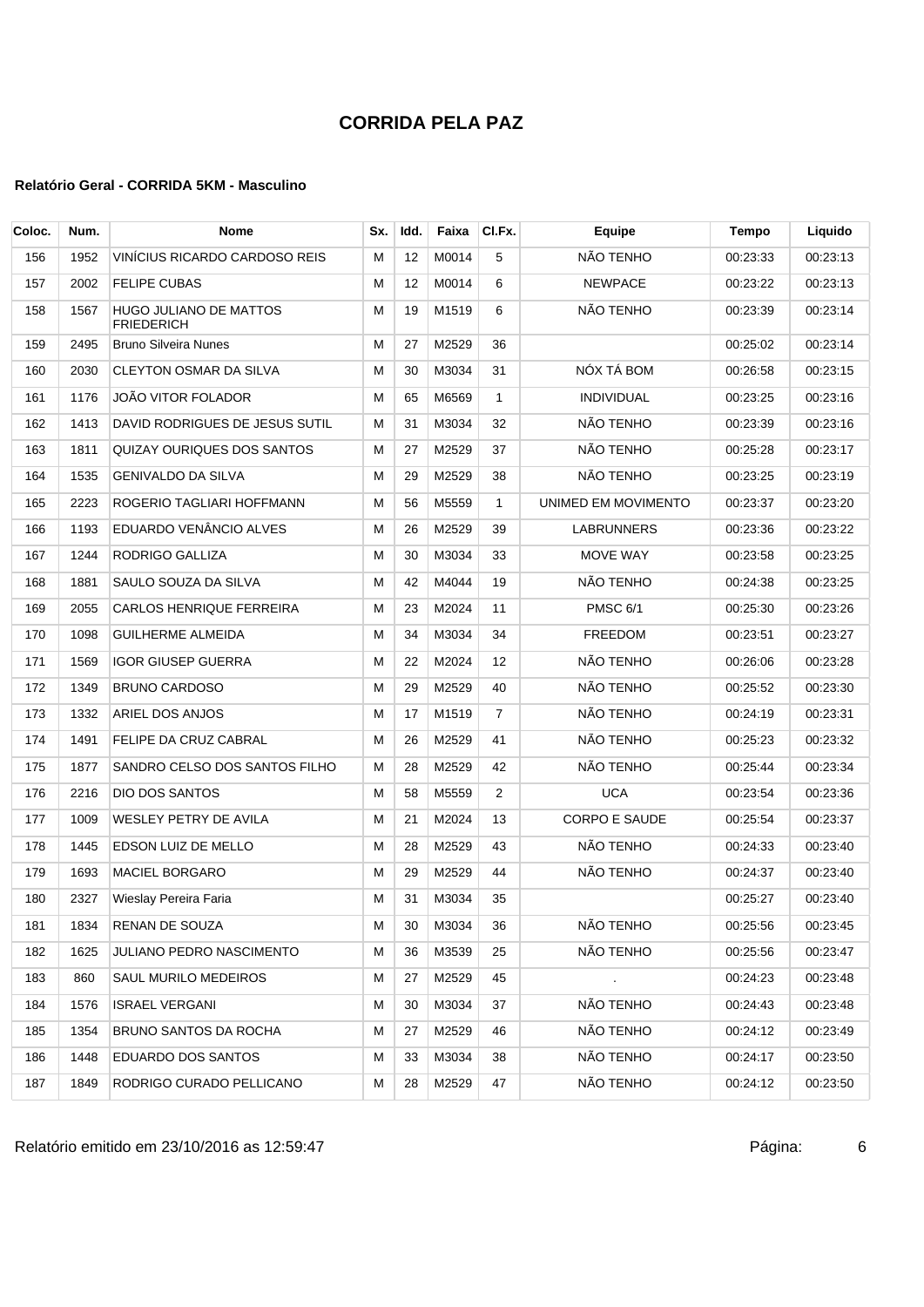# CORRIDA PELA PAZ

**Relatório Geral - CORRIDA 5KM - Masculino**

| Coloc. | Num. | Nome | Sx. | Idd. | Faixa | Cl.Fx. | Equipe | Tempo | Liquido |
|---|---|---|---|---|---|---|---|---|---|
| 156 | 1952 | VINÍCIUS RICARDO CARDOSO REIS | M | 12 | M0014 | 5 | NÃO TENHO | 00:23:33 | 00:23:13 |
| 157 | 2002 | FELIPE CUBAS | M | 12 | M0014 | 6 | NEWPACE | 00:23:22 | 00:23:13 |
| 158 | 1567 | HUGO JULIANO DE MATTOS FRIEDERICH | M | 19 | M1519 | 6 | NÃO TENHO | 00:23:39 | 00:23:14 |
| 159 | 2495 | Bruno Silveira Nunes | M | 27 | M2529 | 36 | | 00:25:02 | 00:23:14 |
| 160 | 2030 | CLEYTON OSMAR DA SILVA | M | 30 | M3034 | 31 | NÓX TÁ BOM | 00:26:58 | 00:23:15 |
| 161 | 1176 | JOÃO VITOR FOLADOR | M | 65 | M6569 | 1 | INDIVIDUAL | 00:23:25 | 00:23:16 |
| 162 | 1413 | DAVID RODRIGUES DE JESUS SUTIL | M | 31 | M3034 | 32 | NÃO TENHO | 00:23:39 | 00:23:16 |
| 163 | 1811 | QUIZAY OURIQUES DOS SANTOS | M | 27 | M2529 | 37 | NÃO TENHO | 00:25:28 | 00:23:17 |
| 164 | 1535 | GENIVALDO DA SILVA | M | 29 | M2529 | 38 | NÃO TENHO | 00:23:25 | 00:23:19 |
| 165 | 2223 | ROGERIO TAGLIARI HOFFMANN | M | 56 | M5559 | 1 | UNIMED EM MOVIMENTO | 00:23:37 | 00:23:20 |
| 166 | 1193 | EDUARDO VENÂNCIO ALVES | M | 26 | M2529 | 39 | LABRUNNERS | 00:23:36 | 00:23:22 |
| 167 | 1244 | RODRIGO GALLIZA | M | 30 | M3034 | 33 | MOVE WAY | 00:23:58 | 00:23:25 |
| 168 | 1881 | SAULO SOUZA DA SILVA | M | 42 | M4044 | 19 | NÃO TENHO | 00:24:38 | 00:23:25 |
| 169 | 2055 | CARLOS HENRIQUE FERREIRA | M | 23 | M2024 | 11 | PMSC 6/1 | 00:25:30 | 00:23:26 |
| 170 | 1098 | GUILHERME ALMEIDA | M | 34 | M3034 | 34 | FREEDOM | 00:23:51 | 00:23:27 |
| 171 | 1569 | IGOR GIUSEP GUERRA | M | 22 | M2024 | 12 | NÃO TENHO | 00:26:06 | 00:23:28 |
| 172 | 1349 | BRUNO CARDOSO | M | 29 | M2529 | 40 | NÃO TENHO | 00:25:52 | 00:23:30 |
| 173 | 1332 | ARIEL DOS ANJOS | M | 17 | M1519 | 7 | NÃO TENHO | 00:24:19 | 00:23:31 |
| 174 | 1491 | FELIPE DA CRUZ CABRAL | M | 26 | M2529 | 41 | NÃO TENHO | 00:25:23 | 00:23:32 |
| 175 | 1877 | SANDRO CELSO DOS SANTOS FILHO | M | 28 | M2529 | 42 | NÃO TENHO | 00:25:44 | 00:23:34 |
| 176 | 2216 | DIO DOS SANTOS | M | 58 | M5559 | 2 | UCA | 00:23:54 | 00:23:36 |
| 177 | 1009 | WESLEY PETRY DE AVILA | M | 21 | M2024 | 13 | CORPO E SAUDE | 00:25:54 | 00:23:37 |
| 178 | 1445 | EDSON LUIZ DE MELLO | M | 28 | M2529 | 43 | NÃO TENHO | 00:24:33 | 00:23:40 |
| 179 | 1693 | MACIEL BORGARO | M | 29 | M2529 | 44 | NÃO TENHO | 00:24:37 | 00:23:40 |
| 180 | 2327 | Wieslay Pereira Faria | M | 31 | M3034 | 35 | | 00:25:27 | 00:23:40 |
| 181 | 1834 | RENAN DE SOUZA | M | 30 | M3034 | 36 | NÃO TENHO | 00:25:56 | 00:23:45 |
| 182 | 1625 | JULIANO PEDRO NASCIMENTO | M | 36 | M3539 | 25 | NÃO TENHO | 00:25:56 | 00:23:47 |
| 183 | 860 | SAUL MURILO MEDEIROS | M | 27 | M2529 | 45 | . | 00:24:23 | 00:23:48 |
| 184 | 1576 | ISRAEL VERGANI | M | 30 | M3034 | 37 | NÃO TENHO | 00:24:43 | 00:23:48 |
| 185 | 1354 | BRUNO SANTOS DA ROCHA | M | 27 | M2529 | 46 | NÃO TENHO | 00:24:12 | 00:23:49 |
| 186 | 1448 | EDUARDO DOS SANTOS | M | 33 | M3034 | 38 | NÃO TENHO | 00:24:17 | 00:23:50 |
| 187 | 1849 | RODRIGO CURADO PELLICANO | M | 28 | M2529 | 47 | NÃO TENHO | 00:24:12 | 00:23:50 |

Relatório emitido em 23/10/2016 as 12:59:47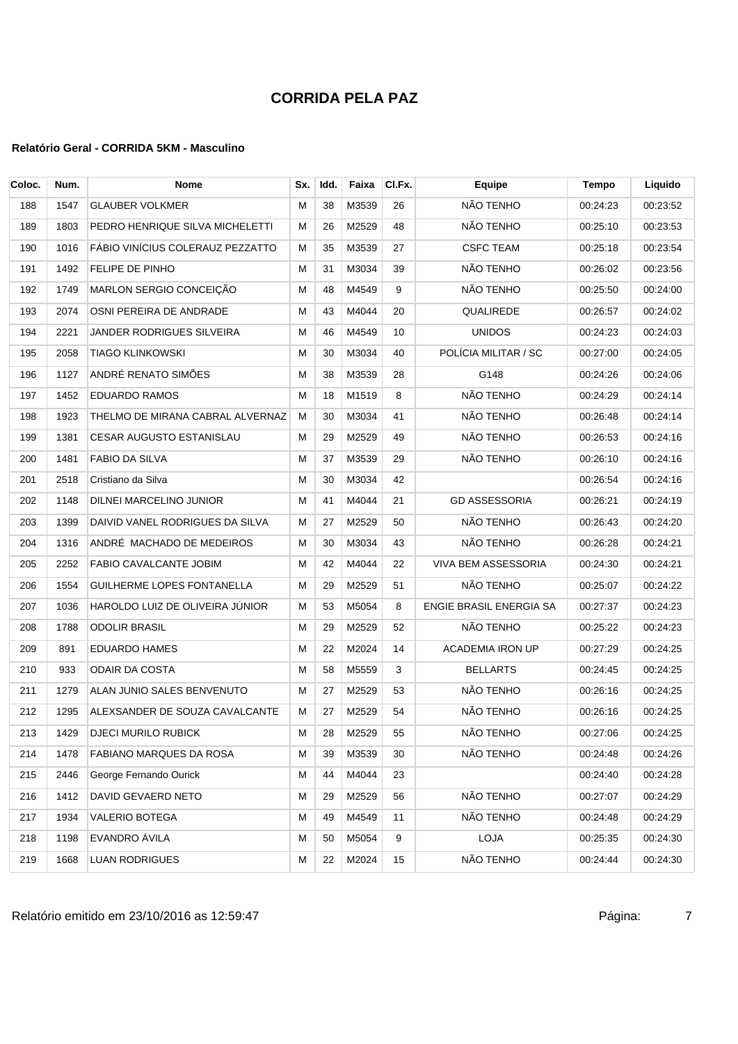# CORRIDA PELA PAZ

#### Relatório Geral - CORRIDA 5KM - Masculino

| Coloc. | Num. | Nome | Sx. | Idd. | Faixa | Cl.Fx. | Equipe | Tempo | Liquido |
|---|---|---|---|---|---|---|---|---|---|
| 188 | 1547 | GLAUBER VOLKMER | M | 38 | M3539 | 26 | NÃO TENHO | 00:24:23 | 00:23:52 |
| 189 | 1803 | PEDRO HENRIQUE SILVA MICHELETTI | M | 26 | M2529 | 48 | NÃO TENHO | 00:25:10 | 00:23:53 |
| 190 | 1016 | FÁBIO VINÍCIUS COLERAUZ PEZZATTO | M | 35 | M3539 | 27 | CSFC TEAM | 00:25:18 | 00:23:54 |
| 191 | 1492 | FELIPE DE PINHO | M | 31 | M3034 | 39 | NÃO TENHO | 00:26:02 | 00:23:56 |
| 192 | 1749 | MARLON SERGIO CONCEIÇÃO | M | 48 | M4549 | 9 | NÃO TENHO | 00:25:50 | 00:24:00 |
| 193 | 2074 | OSNI PEREIRA DE ANDRADE | M | 43 | M4044 | 20 | QUALIREDE | 00:26:57 | 00:24:02 |
| 194 | 2221 | JANDER RODRIGUES SILVEIRA | M | 46 | M4549 | 10 | UNIDOS | 00:24:23 | 00:24:03 |
| 195 | 2058 | TIAGO KLINKOWSKI | M | 30 | M3034 | 40 | POLÍCIA MILITAR / SC | 00:27:00 | 00:24:05 |
| 196 | 1127 | ANDRÉ RENATO SIMÕES | M | 38 | M3539 | 28 | G148 | 00:24:26 | 00:24:06 |
| 197 | 1452 | EDUARDO RAMOS | M | 18 | M1519 | 8 | NÃO TENHO | 00:24:29 | 00:24:14 |
| 198 | 1923 | THELMO DE MIRANA CABRAL ALVERNAZ | M | 30 | M3034 | 41 | NÃO TENHO | 00:26:48 | 00:24:14 |
| 199 | 1381 | CESAR AUGUSTO ESTANISLAU | M | 29 | M2529 | 49 | NÃO TENHO | 00:26:53 | 00:24:16 |
| 200 | 1481 | FABIO DA SILVA | M | 37 | M3539 | 29 | NÃO TENHO | 00:26:10 | 00:24:16 |
| 201 | 2518 | Cristiano da Silva | M | 30 | M3034 | 42 | | 00:26:54 | 00:24:16 |
| 202 | 1148 | DILNEI MARCELINO JUNIOR | M | 41 | M4044 | 21 | GD ASSESSORIA | 00:26:21 | 00:24:19 |
| 203 | 1399 | DAIVID VANEL RODRIGUES DA SILVA | M | 27 | M2529 | 50 | NÃO TENHO | 00:26:43 | 00:24:20 |
| 204 | 1316 | ANDRÉ MACHADO DE MEDEIROS | M | 30 | M3034 | 43 | NÃO TENHO | 00:26:28 | 00:24:21 |
| 205 | 2252 | FABIO CAVALCANTE JOBIM | M | 42 | M4044 | 22 | VIVA BEM ASSESSORIA | 00:24:30 | 00:24:21 |
| 206 | 1554 | GUILHERME LOPES FONTANELLA | M | 29 | M2529 | 51 | NÃO TENHO | 00:25:07 | 00:24:22 |
| 207 | 1036 | HAROLDO LUIZ DE OLIVEIRA JÚNIOR | M | 53 | M5054 | 8 | ENGIE BRASIL ENERGIA SA | 00:27:37 | 00:24:23 |
| 208 | 1788 | ODOLIR BRASIL | M | 29 | M2529 | 52 | NÃO TENHO | 00:25:22 | 00:24:23 |
| 209 | 891 | EDUARDO HAMES | M | 22 | M2024 | 14 | ACADEMIA IRON UP | 00:27:29 | 00:24:25 |
| 210 | 933 | ODAIR DA COSTA | M | 58 | M5559 | 3 | BELLARTS | 00:24:45 | 00:24:25 |
| 211 | 1279 | ALAN JUNIO SALES BENVENUTO | M | 27 | M2529 | 53 | NÃO TENHO | 00:26:16 | 00:24:25 |
| 212 | 1295 | ALEXSANDER DE SOUZA CAVALCANTE | M | 27 | M2529 | 54 | NÃO TENHO | 00:26:16 | 00:24:25 |
| 213 | 1429 | DJECI MURILO RUBICK | M | 28 | M2529 | 55 | NÃO TENHO | 00:27:06 | 00:24:25 |
| 214 | 1478 | FABIANO MARQUES DA ROSA | M | 39 | M3539 | 30 | NÃO TENHO | 00:24:48 | 00:24:26 |
| 215 | 2446 | George Fernando Ourick | M | 44 | M4044 | 23 | | 00:24:40 | 00:24:28 |
| 216 | 1412 | DAVID GEVAERD NETO | M | 29 | M2529 | 56 | NÃO TENHO | 00:27:07 | 00:24:29 |
| 217 | 1934 | VALERIO BOTEGA | M | 49 | M4549 | 11 | NÃO TENHO | 00:24:48 | 00:24:29 |
| 218 | 1198 | EVANDRO ÁVILA | M | 50 | M5054 | 9 | LOJA | 00:25:35 | 00:24:30 |
| 219 | 1668 | LUAN RODRIGUES | M | 22 | M2024 | 15 | NÃO TENHO | 00:24:44 | 00:24:30 |

Relatório emitido em 23/10/2016 as 12:59:47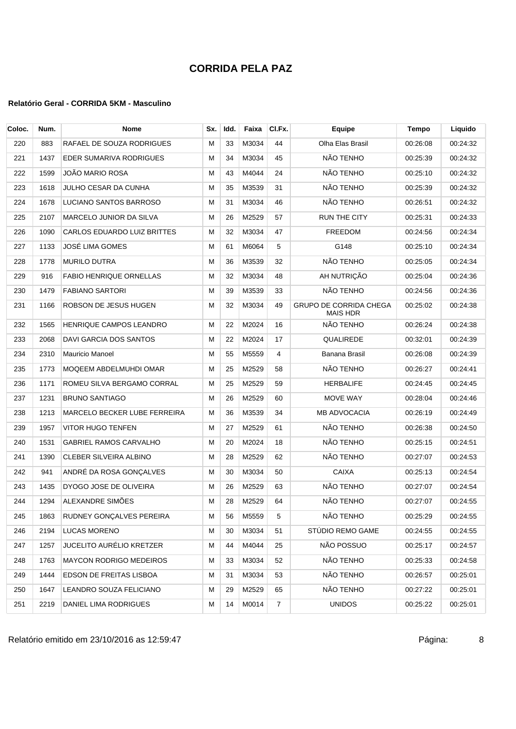# CORRIDA PELA PAZ

### Relatório Geral - CORRIDA 5KM - Masculino

| Coloc. | Num. | Nome | Sx. | Idd. | Faixa | Cl.Fx. | Equipe | Tempo | Liquido |
|---|---|---|---|---|---|---|---|---|---|
| 220 | 883 | RAFAEL DE SOUZA RODRIGUES | M | 33 | M3034 | 44 | Olha Elas Brasil | 00:26:08 | 00:24:32 |
| 221 | 1437 | EDER SUMARIVA RODRIGUES | M | 34 | M3034 | 45 | NÃO TENHO | 00:25:39 | 00:24:32 |
| 222 | 1599 | JOÃO MARIO ROSA | M | 43 | M4044 | 24 | NÃO TENHO | 00:25:10 | 00:24:32 |
| 223 | 1618 | JULHO CESAR DA CUNHA | M | 35 | M3539 | 31 | NÃO TENHO | 00:25:39 | 00:24:32 |
| 224 | 1678 | LUCIANO SANTOS BARROSO | M | 31 | M3034 | 46 | NÃO TENHO | 00:26:51 | 00:24:32 |
| 225 | 2107 | MARCELO JUNIOR DA SILVA | M | 26 | M2529 | 57 | RUN THE CITY | 00:25:31 | 00:24:33 |
| 226 | 1090 | CARLOS EDUARDO LUIZ BRITTES | M | 32 | M3034 | 47 | FREEDOM | 00:24:56 | 00:24:34 |
| 227 | 1133 | JOSÉ LIMA GOMES | M | 61 | M6064 | 5 | G148 | 00:25:10 | 00:24:34 |
| 228 | 1778 | MURILO DUTRA | M | 36 | M3539 | 32 | NÃO TENHO | 00:25:05 | 00:24:34 |
| 229 | 916 | FABIO HENRIQUE ORNELLAS | M | 32 | M3034 | 48 | AH NUTRIÇÃO | 00:25:04 | 00:24:36 |
| 230 | 1479 | FABIANO SARTORI | M | 39 | M3539 | 33 | NÃO TENHO | 00:24:56 | 00:24:36 |
| 231 | 1166 | ROBSON DE JESUS HUGEN | M | 32 | M3034 | 49 | GRUPO DE CORRIDA CHEGA MAIS HDR | 00:25:02 | 00:24:38 |
| 232 | 1565 | HENRIQUE CAMPOS LEANDRO | M | 22 | M2024 | 16 | NÃO TENHO | 00:26:24 | 00:24:38 |
| 233 | 2068 | DAVI GARCIA DOS SANTOS | M | 22 | M2024 | 17 | QUALIREDE | 00:32:01 | 00:24:39 |
| 234 | 2310 | Mauricio Manoel | M | 55 | M5559 | 4 | Banana Brasil | 00:26:08 | 00:24:39 |
| 235 | 1773 | MOQEEM ABDELMUHDI OMAR | M | 25 | M2529 | 58 | NÃO TENHO | 00:26:27 | 00:24:41 |
| 236 | 1171 | ROMEU SILVA BERGAMO CORRAL | M | 25 | M2529 | 59 | HERBALIFE | 00:24:45 | 00:24:45 |
| 237 | 1231 | BRUNO SANTIAGO | M | 26 | M2529 | 60 | MOVE WAY | 00:28:04 | 00:24:46 |
| 238 | 1213 | MARCELO BECKER LUBE FERREIRA | M | 36 | M3539 | 34 | MB ADVOCACIA | 00:26:19 | 00:24:49 |
| 239 | 1957 | VITOR HUGO TENFEN | M | 27 | M2529 | 61 | NÃO TENHO | 00:26:38 | 00:24:50 |
| 240 | 1531 | GABRIEL RAMOS CARVALHO | M | 20 | M2024 | 18 | NÃO TENHO | 00:25:15 | 00:24:51 |
| 241 | 1390 | CLEBER SILVEIRA ALBINO | M | 28 | M2529 | 62 | NÃO TENHO | 00:27:07 | 00:24:53 |
| 242 | 941 | ANDRÉ DA ROSA GONÇALVES | M | 30 | M3034 | 50 | CAIXA | 00:25:13 | 00:24:54 |
| 243 | 1435 | DYOGO JOSE DE OLIVEIRA | M | 26 | M2529 | 63 | NÃO TENHO | 00:27:07 | 00:24:54 |
| 244 | 1294 | ALEXANDRE SIMÕES | M | 28 | M2529 | 64 | NÃO TENHO | 00:27:07 | 00:24:55 |
| 245 | 1863 | RUDNEY GONÇALVES PEREIRA | M | 56 | M5559 | 5 | NÃO TENHO | 00:25:29 | 00:24:55 |
| 246 | 2194 | LUCAS MORENO | M | 30 | M3034 | 51 | STÚDIO REMO GAME | 00:24:55 | 00:24:55 |
| 247 | 1257 | JUCELITO AURÉLIO KRETZER | M | 44 | M4044 | 25 | NÃO POSSUO | 00:25:17 | 00:24:57 |
| 248 | 1763 | MAYCON RODRIGO MEDEIROS | M | 33 | M3034 | 52 | NÃO TENHO | 00:25:33 | 00:24:58 |
| 249 | 1444 | EDSON DE FREITAS LISBOA | M | 31 | M3034 | 53 | NÃO TENHO | 00:26:57 | 00:25:01 |
| 250 | 1647 | LEANDRO SOUZA FELICIANO | M | 29 | M2529 | 65 | NÃO TENHO | 00:27:22 | 00:25:01 |
| 251 | 2219 | DANIEL LIMA RODRIGUES | M | 14 | M0014 | 7 | UNIDOS | 00:25:22 | 00:25:01 |

Relatório emitido em 23/10/2016 as 12:59:47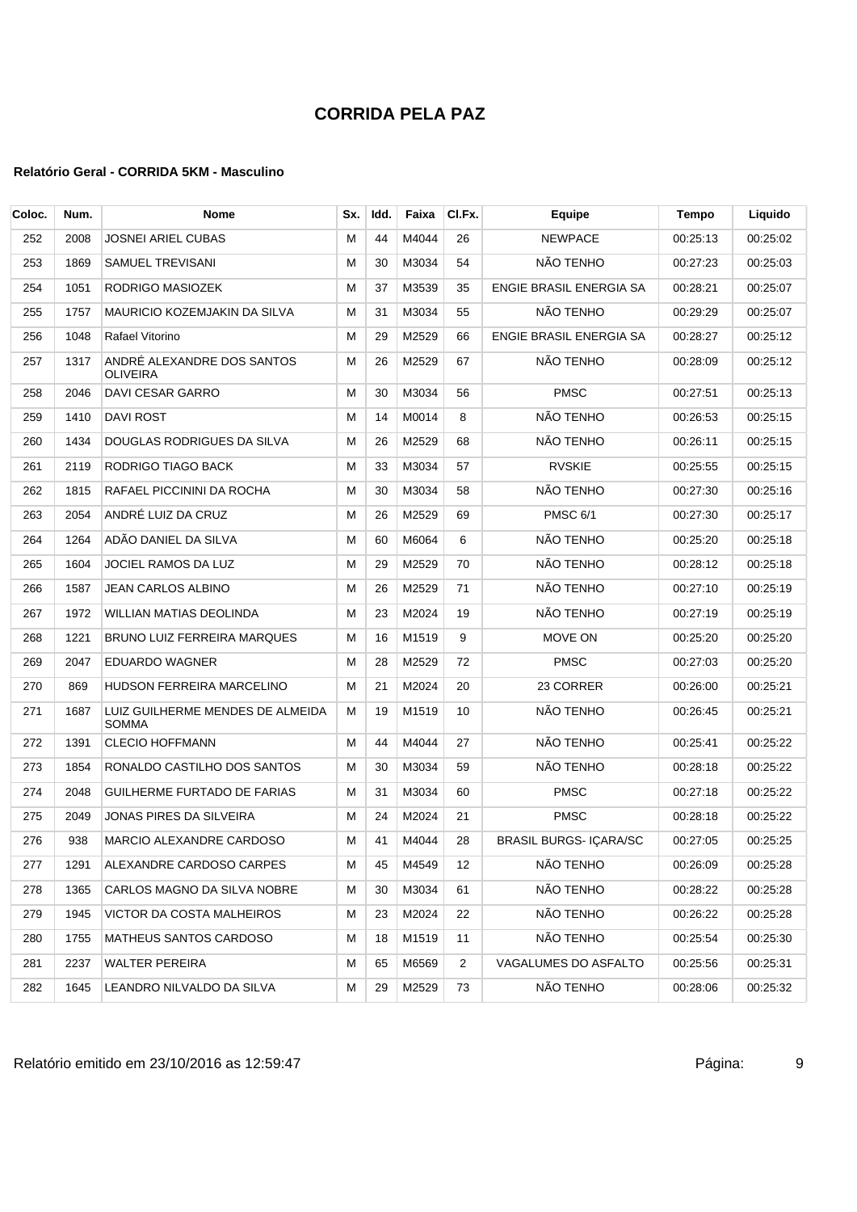# CORRIDA PELA PAZ

### Relatório Geral - CORRIDA 5KM - Masculino

| Coloc. | Num. | Nome | Sx. | Idd. | Faixa | Cl.Fx. | Equipe | Tempo | Liquido |
|---|---|---|---|---|---|---|---|---|---|
| 252 | 2008 | JOSNEI ARIEL CUBAS | M | 44 | M4044 | 26 | NEWPACE | 00:25:13 | 00:25:02 |
| 253 | 1869 | SAMUEL TREVISANI | M | 30 | M3034 | 54 | NÃO TENHO | 00:27:23 | 00:25:03 |
| 254 | 1051 | RODRIGO MASIOZEK | M | 37 | M3539 | 35 | ENGIE BRASIL ENERGIA SA | 00:28:21 | 00:25:07 |
| 255 | 1757 | MAURICIO KOZEMJAKIN DA SILVA | M | 31 | M3034 | 55 | NÃO TENHO | 00:29:29 | 00:25:07 |
| 256 | 1048 | Rafael Vitorino | M | 29 | M2529 | 66 | ENGIE BRASIL ENERGIA SA | 00:28:27 | 00:25:12 |
| 257 | 1317 | ANDRÉ ALEXANDRE DOS SANTOS OLIVEIRA | M | 26 | M2529 | 67 | NÃO TENHO | 00:28:09 | 00:25:12 |
| 258 | 2046 | DAVI CESAR GARRO | M | 30 | M3034 | 56 | PMSC | 00:27:51 | 00:25:13 |
| 259 | 1410 | DAVI ROST | M | 14 | M0014 | 8 | NÃO TENHO | 00:26:53 | 00:25:15 |
| 260 | 1434 | DOUGLAS RODRIGUES DA SILVA | M | 26 | M2529 | 68 | NÃO TENHO | 00:26:11 | 00:25:15 |
| 261 | 2119 | RODRIGO TIAGO BACK | M | 33 | M3034 | 57 | RVSKIE | 00:25:55 | 00:25:15 |
| 262 | 1815 | RAFAEL PICCININI DA ROCHA | M | 30 | M3034 | 58 | NÃO TENHO | 00:27:30 | 00:25:16 |
| 263 | 2054 | ANDRÉ LUIZ DA CRUZ | M | 26 | M2529 | 69 | PMSC 6/1 | 00:27:30 | 00:25:17 |
| 264 | 1264 | ADÃO DANIEL DA SILVA | M | 60 | M6064 | 6 | NÃO TENHO | 00:25:20 | 00:25:18 |
| 265 | 1604 | JOCIEL RAMOS DA LUZ | M | 29 | M2529 | 70 | NÃO TENHO | 00:28:12 | 00:25:18 |
| 266 | 1587 | JEAN CARLOS ALBINO | M | 26 | M2529 | 71 | NÃO TENHO | 00:27:10 | 00:25:19 |
| 267 | 1972 | WILLIAN MATIAS DEOLINDA | M | 23 | M2024 | 19 | NÃO TENHO | 00:27:19 | 00:25:19 |
| 268 | 1221 | BRUNO LUIZ FERREIRA MARQUES | M | 16 | M1519 | 9 | MOVE ON | 00:25:20 | 00:25:20 |
| 269 | 2047 | EDUARDO WAGNER | M | 28 | M2529 | 72 | PMSC | 00:27:03 | 00:25:20 |
| 270 | 869 | HUDSON FERREIRA MARCELINO | M | 21 | M2024 | 20 | 23 CORRER | 00:26:00 | 00:25:21 |
| 271 | 1687 | LUIZ GUILHERME MENDES DE ALMEIDA SOMMA | M | 19 | M1519 | 10 | NÃO TENHO | 00:26:45 | 00:25:21 |
| 272 | 1391 | CLECIO HOFFMANN | M | 44 | M4044 | 27 | NÃO TENHO | 00:25:41 | 00:25:22 |
| 273 | 1854 | RONALDO CASTILHO DOS SANTOS | M | 30 | M3034 | 59 | NÃO TENHO | 00:28:18 | 00:25:22 |
| 274 | 2048 | GUILHERME FURTADO DE FARIAS | M | 31 | M3034 | 60 | PMSC | 00:27:18 | 00:25:22 |
| 275 | 2049 | JONAS PIRES DA SILVEIRA | M | 24 | M2024 | 21 | PMSC | 00:28:18 | 00:25:22 |
| 276 | 938 | MARCIO ALEXANDRE CARDOSO | M | 41 | M4044 | 28 | BRASIL BURGS- IÇARA/SC | 00:27:05 | 00:25:25 |
| 277 | 1291 | ALEXANDRE CARDOSO CARPES | M | 45 | M4549 | 12 | NÃO TENHO | 00:26:09 | 00:25:28 |
| 278 | 1365 | CARLOS MAGNO DA SILVA NOBRE | M | 30 | M3034 | 61 | NÃO TENHO | 00:28:22 | 00:25:28 |
| 279 | 1945 | VICTOR DA COSTA MALHEIROS | M | 23 | M2024 | 22 | NÃO TENHO | 00:26:22 | 00:25:28 |
| 280 | 1755 | MATHEUS SANTOS CARDOSO | M | 18 | M1519 | 11 | NÃO TENHO | 00:25:54 | 00:25:30 |
| 281 | 2237 | WALTER PEREIRA | M | 65 | M6569 | 2 | VAGALUMES DO ASFALTO | 00:25:56 | 00:25:31 |
| 282 | 1645 | LEANDRO NILVALDO DA SILVA | M | 29 | M2529 | 73 | NÃO TENHO | 00:28:06 | 00:25:32 |

Relatório emitido em 23/10/2016 as 12:59:47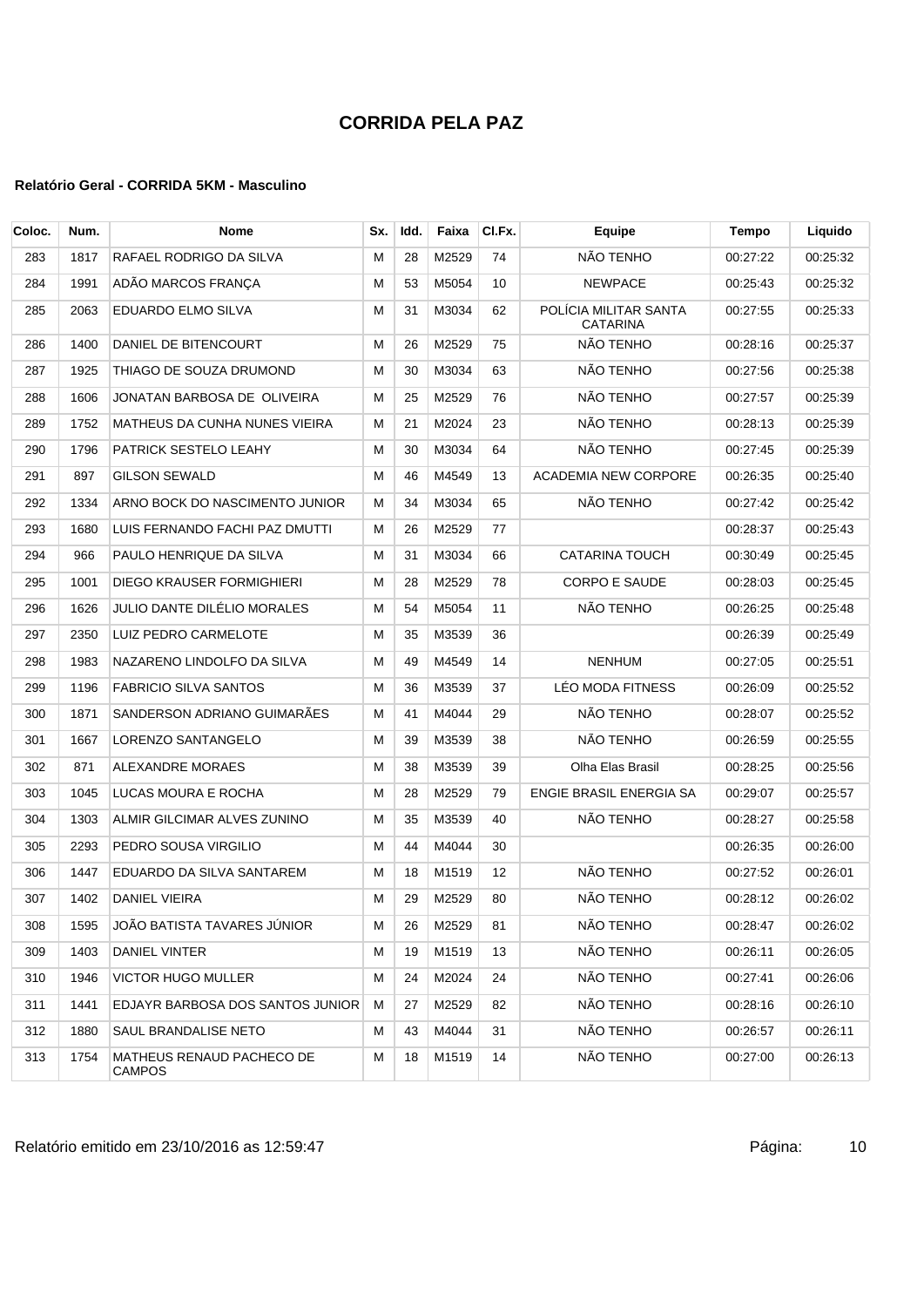# CORRIDA PELA PAZ

### Relatório Geral - CORRIDA 5KM - Masculino

| Coloc. | Num. | Nome | Sx. | Idd. | Faixa | Cl.Fx. | Equipe | Tempo | Liquido |
|---|---|---|---|---|---|---|---|---|---|
| 283 | 1817 | RAFAEL RODRIGO DA SILVA | M | 28 | M2529 | 74 | NÃO TENHO | 00:27:22 | 00:25:32 |
| 284 | 1991 | ADÃO MARCOS FRANÇA | M | 53 | M5054 | 10 | NEWPACE | 00:25:43 | 00:25:32 |
| 285 | 2063 | EDUARDO ELMO SILVA | M | 31 | M3034 | 62 | POLÍCIA MILITAR SANTA CATARINA | 00:27:55 | 00:25:33 |
| 286 | 1400 | DANIEL DE BITENCOURT | M | 26 | M2529 | 75 | NÃO TENHO | 00:28:16 | 00:25:37 |
| 287 | 1925 | THIAGO DE SOUZA DRUMOND | M | 30 | M3034 | 63 | NÃO TENHO | 00:27:56 | 00:25:38 |
| 288 | 1606 | JONATAN BARBOSA DE OLIVEIRA | M | 25 | M2529 | 76 | NÃO TENHO | 00:27:57 | 00:25:39 |
| 289 | 1752 | MATHEUS DA CUNHA NUNES VIEIRA | M | 21 | M2024 | 23 | NÃO TENHO | 00:28:13 | 00:25:39 |
| 290 | 1796 | PATRICK SESTELO LEAHY | M | 30 | M3034 | 64 | NÃO TENHO | 00:27:45 | 00:25:39 |
| 291 | 897 | GILSON SEWALD | M | 46 | M4549 | 13 | ACADEMIA NEW CORPORE | 00:26:35 | 00:25:40 |
| 292 | 1334 | ARNO BOCK DO NASCIMENTO JUNIOR | M | 34 | M3034 | 65 | NÃO TENHO | 00:27:42 | 00:25:42 |
| 293 | 1680 | LUIS FERNANDO FACHI PAZ DMUTTI | M | 26 | M2529 | 77 | | 00:28:37 | 00:25:43 |
| 294 | 966 | PAULO HENRIQUE DA SILVA | M | 31 | M3034 | 66 | CATARINA TOUCH | 00:30:49 | 00:25:45 |
| 295 | 1001 | DIEGO KRAUSER FORMIGHIERI | M | 28 | M2529 | 78 | CORPO E SAUDE | 00:28:03 | 00:25:45 |
| 296 | 1626 | JULIO DANTE DILÉLIO MORALES | M | 54 | M5054 | 11 | NÃO TENHO | 00:26:25 | 00:25:48 |
| 297 | 2350 | LUIZ PEDRO CARMELOTE | M | 35 | M3539 | 36 | | 00:26:39 | 00:25:49 |
| 298 | 1983 | NAZARENO LINDOLFO DA SILVA | M | 49 | M4549 | 14 | NENHUM | 00:27:05 | 00:25:51 |
| 299 | 1196 | FABRICIO SILVA SANTOS | M | 36 | M3539 | 37 | LÉO MODA FITNESS | 00:26:09 | 00:25:52 |
| 300 | 1871 | SANDERSON ADRIANO GUIMARÃES | M | 41 | M4044 | 29 | NÃO TENHO | 00:28:07 | 00:25:52 |
| 301 | 1667 | LORENZO SANTANGELO | M | 39 | M3539 | 38 | NÃO TENHO | 00:26:59 | 00:25:55 |
| 302 | 871 | ALEXANDRE MORAES | M | 38 | M3539 | 39 | Olha Elas Brasil | 00:28:25 | 00:25:56 |
| 303 | 1045 | LUCAS MOURA E ROCHA | M | 28 | M2529 | 79 | ENGIE BRASIL ENERGIA SA | 00:29:07 | 00:25:57 |
| 304 | 1303 | ALMIR GILCIMAR ALVES ZUNINO | M | 35 | M3539 | 40 | NÃO TENHO | 00:28:27 | 00:25:58 |
| 305 | 2293 | PEDRO SOUSA VIRGILIO | M | 44 | M4044 | 30 | | 00:26:35 | 00:26:00 |
| 306 | 1447 | EDUARDO DA SILVA SANTAREM | M | 18 | M1519 | 12 | NÃO TENHO | 00:27:52 | 00:26:01 |
| 307 | 1402 | DANIEL VIEIRA | M | 29 | M2529 | 80 | NÃO TENHO | 00:28:12 | 00:26:02 |
| 308 | 1595 | JOÃO BATISTA TAVARES JÚNIOR | M | 26 | M2529 | 81 | NÃO TENHO | 00:28:47 | 00:26:02 |
| 309 | 1403 | DANIEL VINTER | M | 19 | M1519 | 13 | NÃO TENHO | 00:26:11 | 00:26:05 |
| 310 | 1946 | VICTOR HUGO MULLER | M | 24 | M2024 | 24 | NÃO TENHO | 00:27:41 | 00:26:06 |
| 311 | 1441 | EDJAYR BARBOSA DOS SANTOS JUNIOR | M | 27 | M2529 | 82 | NÃO TENHO | 00:28:16 | 00:26:10 |
| 312 | 1880 | SAUL BRANDALISE NETO | M | 43 | M4044 | 31 | NÃO TENHO | 00:26:57 | 00:26:11 |
| 313 | 1754 | MATHEUS RENAUD PACHECO DE CAMPOS | M | 18 | M1519 | 14 | NÃO TENHO | 00:27:00 | 00:26:13 |

Relatório emitido em 23/10/2016 as 12:59:47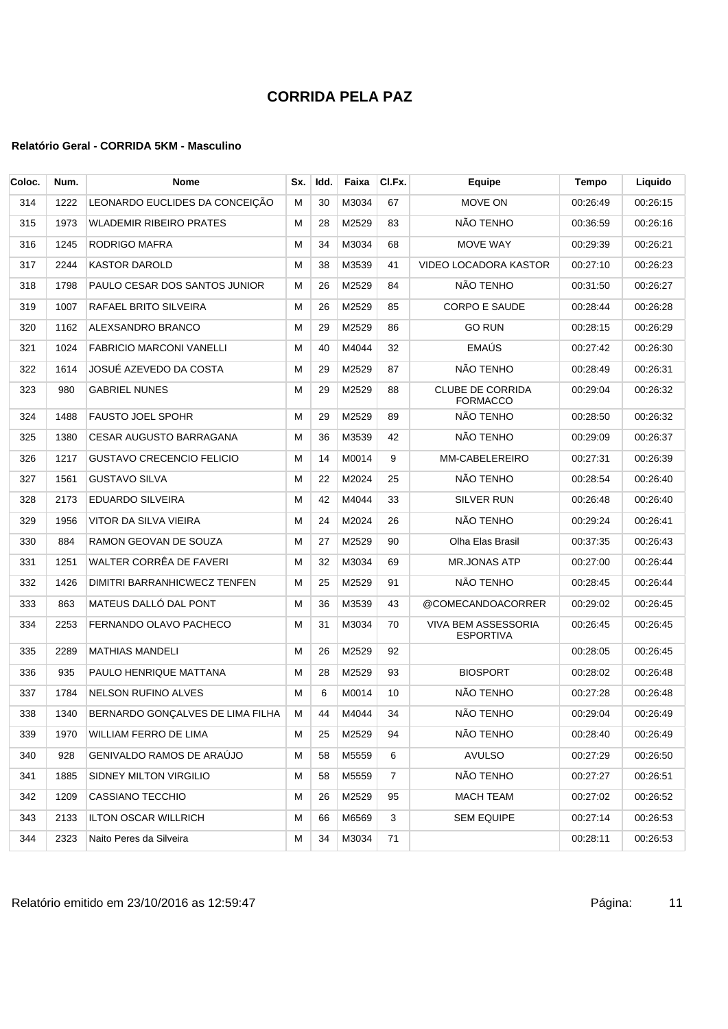# CORRIDA PELA PAZ

### Relatório Geral - CORRIDA 5KM - Masculino

| Coloc. | Num. | Nome | Sx. | Idd. | Faixa | Cl.Fx. | Equipe | Tempo | Liquido |
|---|---|---|---|---|---|---|---|---|---|
| 314 | 1222 | LEONARDO EUCLIDES DA CONCEIÇÃO | M | 30 | M3034 | 67 | MOVE ON | 00:26:49 | 00:26:15 |
| 315 | 1973 | WLADEMIR RIBEIRO PRATES | M | 28 | M2529 | 83 | NÃO TENHO | 00:36:59 | 00:26:16 |
| 316 | 1245 | RODRIGO MAFRA | M | 34 | M3034 | 68 | MOVE WAY | 00:29:39 | 00:26:21 |
| 317 | 2244 | KASTOR DAROLD | M | 38 | M3539 | 41 | VIDEO LOCADORA KASTOR | 00:27:10 | 00:26:23 |
| 318 | 1798 | PAULO CESAR DOS SANTOS JUNIOR | M | 26 | M2529 | 84 | NÃO TENHO | 00:31:50 | 00:26:27 |
| 319 | 1007 | RAFAEL BRITO SILVEIRA | M | 26 | M2529 | 85 | CORPO E SAUDE | 00:28:44 | 00:26:28 |
| 320 | 1162 | ALEXSANDRO BRANCO | M | 29 | M2529 | 86 | GO RUN | 00:28:15 | 00:26:29 |
| 321 | 1024 | FABRICIO MARCONI VANELLI | M | 40 | M4044 | 32 | EMAÚS | 00:27:42 | 00:26:30 |
| 322 | 1614 | JOSUÉ AZEVEDO DA COSTA | M | 29 | M2529 | 87 | NÃO TENHO | 00:28:49 | 00:26:31 |
| 323 | 980 | GABRIEL NUNES | M | 29 | M2529 | 88 | CLUBE DE CORRIDA FORMACCO | 00:29:04 | 00:26:32 |
| 324 | 1488 | FAUSTO JOEL SPOHR | M | 29 | M2529 | 89 | NÃO TENHO | 00:28:50 | 00:26:32 |
| 325 | 1380 | CESAR AUGUSTO BARRAGANA | M | 36 | M3539 | 42 | NÃO TENHO | 00:29:09 | 00:26:37 |
| 326 | 1217 | GUSTAVO CRECENCIO FELICIO | M | 14 | M0014 | 9 | MM-CABELEREIRO | 00:27:31 | 00:26:39 |
| 327 | 1561 | GUSTAVO SILVA | M | 22 | M2024 | 25 | NÃO TENHO | 00:28:54 | 00:26:40 |
| 328 | 2173 | EDUARDO SILVEIRA | M | 42 | M4044 | 33 | SILVER RUN | 00:26:48 | 00:26:40 |
| 329 | 1956 | VITOR DA SILVA VIEIRA | M | 24 | M2024 | 26 | NÃO TENHO | 00:29:24 | 00:26:41 |
| 330 | 884 | RAMON GEOVAN DE SOUZA | M | 27 | M2529 | 90 | Olha Elas Brasil | 00:37:35 | 00:26:43 |
| 331 | 1251 | WALTER CORRÊA DE FAVERI | M | 32 | M3034 | 69 | MR.JONAS ATP | 00:27:00 | 00:26:44 |
| 332 | 1426 | DIMITRI BARRANHICWECZ TENFEN | M | 25 | M2529 | 91 | NÃO TENHO | 00:28:45 | 00:26:44 |
| 333 | 863 | MATEUS DALLÓ DAL PONT | M | 36 | M3539 | 43 | @COMECANDOACORRER | 00:29:02 | 00:26:45 |
| 334 | 2253 | FERNANDO OLAVO PACHECO | M | 31 | M3034 | 70 | VIVA BEM ASSESSORIA ESPORTIVA | 00:26:45 | 00:26:45 |
| 335 | 2289 | MATHIAS MANDELI | M | 26 | M2529 | 92 | | 00:28:05 | 00:26:45 |
| 336 | 935 | PAULO HENRIQUE MATTANA | M | 28 | M2529 | 93 | BIOSPORT | 00:28:02 | 00:26:48 |
| 337 | 1784 | NELSON RUFINO ALVES | M | 6 | M0014 | 10 | NÃO TENHO | 00:27:28 | 00:26:48 |
| 338 | 1340 | BERNARDO GONÇALVES DE LIMA FILHA | M | 44 | M4044 | 34 | NÃO TENHO | 00:29:04 | 00:26:49 |
| 339 | 1970 | WILLIAM FERRO DE LIMA | M | 25 | M2529 | 94 | NÃO TENHO | 00:28:40 | 00:26:49 |
| 340 | 928 | GENIVALDO RAMOS DE ARAÚJO | M | 58 | M5559 | 6 | AVULSO | 00:27:29 | 00:26:50 |
| 341 | 1885 | SIDNEY MILTON VIRGILIO | M | 58 | M5559 | 7 | NÃO TENHO | 00:27:27 | 00:26:51 |
| 342 | 1209 | CASSIANO TECCHIO | M | 26 | M2529 | 95 | MACH TEAM | 00:27:02 | 00:26:52 |
| 343 | 2133 | ILTON OSCAR WILLRICH | M | 66 | M6569 | 3 | SEM EQUIPE | 00:27:14 | 00:26:53 |
| 344 | 2323 | Naito Peres da Silveira | M | 34 | M3034 | 71 | | 00:28:11 | 00:26:53 |

Relatório emitido em 23/10/2016 as 12:59:47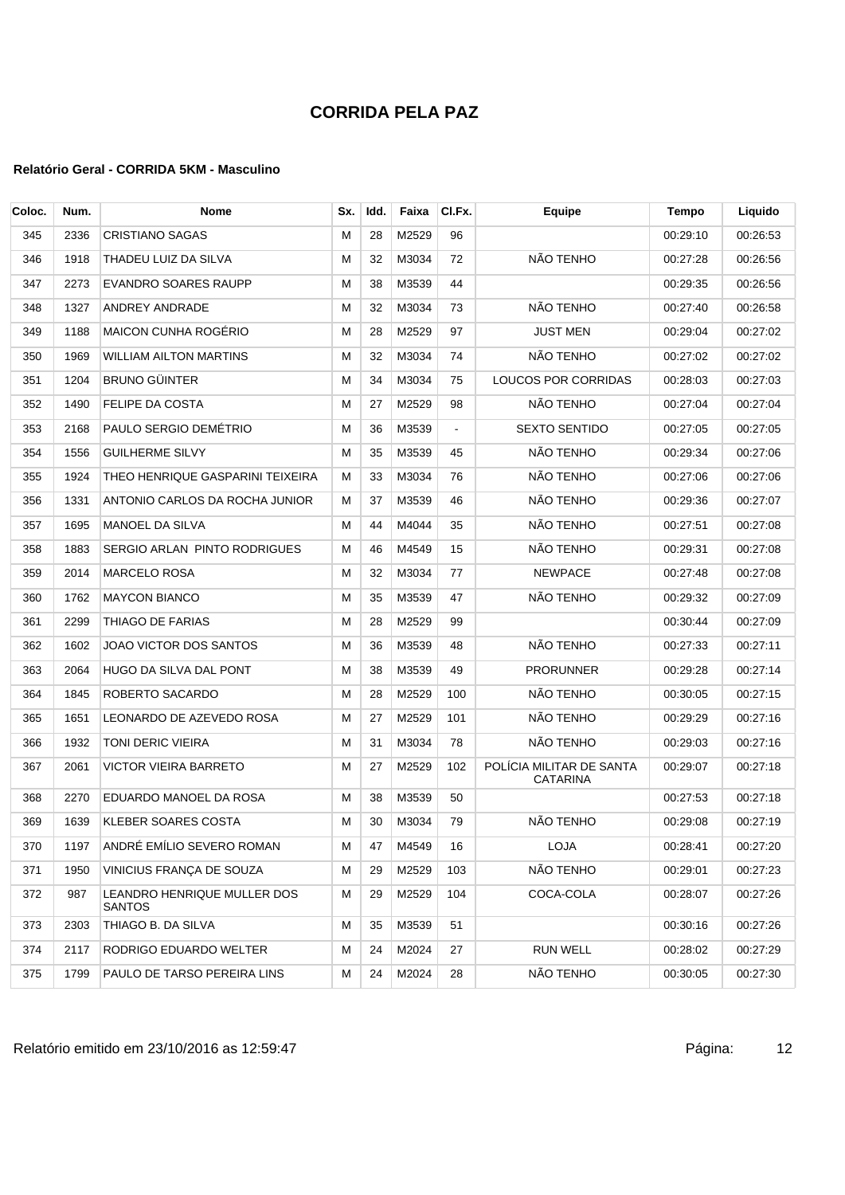# CORRIDA PELA PAZ

**Relatório Geral - CORRIDA 5KM - Masculino**

| Coloc. | Num. | Nome | Sx. | Idd. | Faixa | Cl.Fx. | Equipe | Tempo | Liquido |
|---|---|---|---|---|---|---|---|---|---|
| 345 | 2336 | CRISTIANO SAGAS | M | 28 | M2529 | 96 | | 00:29:10 | 00:26:53 |
| 346 | 1918 | THADEU LUIZ DA SILVA | M | 32 | M3034 | 72 | NÃO TENHO | 00:27:28 | 00:26:56 |
| 347 | 2273 | EVANDRO SOARES RAUPP | M | 38 | M3539 | 44 | | 00:29:35 | 00:26:56 |
| 348 | 1327 | ANDREY ANDRADE | M | 32 | M3034 | 73 | NÃO TENHO | 00:27:40 | 00:26:58 |
| 349 | 1188 | MAICON CUNHA ROGÉRIO | M | 28 | M2529 | 97 | JUST MEN | 00:29:04 | 00:27:02 |
| 350 | 1969 | WILLIAM AILTON MARTINS | M | 32 | M3034 | 74 | NÃO TENHO | 00:27:02 | 00:27:02 |
| 351 | 1204 | BRUNO GÜINTER | M | 34 | M3034 | 75 | LOUCOS POR CORRIDAS | 00:28:03 | 00:27:03 |
| 352 | 1490 | FELIPE DA COSTA | M | 27 | M2529 | 98 | NÃO TENHO | 00:27:04 | 00:27:04 |
| 353 | 2168 | PAULO SERGIO DEMÉTRIO | M | 36 | M3539 | - | SEXTO SENTIDO | 00:27:05 | 00:27:05 |
| 354 | 1556 | GUILHERME SILVY | M | 35 | M3539 | 45 | NÃO TENHO | 00:29:34 | 00:27:06 |
| 355 | 1924 | THEO HENRIQUE GASPARINI TEIXEIRA | M | 33 | M3034 | 76 | NÃO TENHO | 00:27:06 | 00:27:06 |
| 356 | 1331 | ANTONIO CARLOS DA ROCHA JUNIOR | M | 37 | M3539 | 46 | NÃO TENHO | 00:29:36 | 00:27:07 |
| 357 | 1695 | MANOEL DA SILVA | M | 44 | M4044 | 35 | NÃO TENHO | 00:27:51 | 00:27:08 |
| 358 | 1883 | SERGIO ARLAN PINTO RODRIGUES | M | 46 | M4549 | 15 | NÃO TENHO | 00:29:31 | 00:27:08 |
| 359 | 2014 | MARCELO ROSA | M | 32 | M3034 | 77 | NEWPACE | 00:27:48 | 00:27:08 |
| 360 | 1762 | MAYCON BIANCO | M | 35 | M3539 | 47 | NÃO TENHO | 00:29:32 | 00:27:09 |
| 361 | 2299 | THIAGO DE FARIAS | M | 28 | M2529 | 99 | | 00:30:44 | 00:27:09 |
| 362 | 1602 | JOAO VICTOR DOS SANTOS | M | 36 | M3539 | 48 | NÃO TENHO | 00:27:33 | 00:27:11 |
| 363 | 2064 | HUGO DA SILVA DAL PONT | M | 38 | M3539 | 49 | PRORUNNER | 00:29:28 | 00:27:14 |
| 364 | 1845 | ROBERTO SACARDO | M | 28 | M2529 | 100 | NÃO TENHO | 00:30:05 | 00:27:15 |
| 365 | 1651 | LEONARDO DE AZEVEDO ROSA | M | 27 | M2529 | 101 | NÃO TENHO | 00:29:29 | 00:27:16 |
| 366 | 1932 | TONI DERIC VIEIRA | M | 31 | M3034 | 78 | NÃO TENHO | 00:29:03 | 00:27:16 |
| 367 | 2061 | VICTOR VIEIRA BARRETO | M | 27 | M2529 | 102 | POLÍCIA MILITAR DE SANTA CATARINA | 00:29:07 | 00:27:18 |
| 368 | 2270 | EDUARDO MANOEL DA ROSA | M | 38 | M3539 | 50 | | 00:27:53 | 00:27:18 |
| 369 | 1639 | KLEBER SOARES COSTA | M | 30 | M3034 | 79 | NÃO TENHO | 00:29:08 | 00:27:19 |
| 370 | 1197 | ANDRÉ EMÍLIO SEVERO ROMAN | M | 47 | M4549 | 16 | LOJA | 00:28:41 | 00:27:20 |
| 371 | 1950 | VINICIUS FRANÇA DE SOUZA | M | 29 | M2529 | 103 | NÃO TENHO | 00:29:01 | 00:27:23 |
| 372 | 987 | LEANDRO HENRIQUE MULLER DOS SANTOS | M | 29 | M2529 | 104 | COCA-COLA | 00:28:07 | 00:27:26 |
| 373 | 2303 | THIAGO B. DA SILVA | M | 35 | M3539 | 51 | | 00:30:16 | 00:27:26 |
| 374 | 2117 | RODRIGO EDUARDO WELTER | M | 24 | M2024 | 27 | RUN WELL | 00:28:02 | 00:27:29 |
| 375 | 1799 | PAULO DE TARSO PEREIRA LINS | M | 24 | M2024 | 28 | NÃO TENHO | 00:30:05 | 00:27:30 |

Relatório emitido em 23/10/2016 as 12:59:47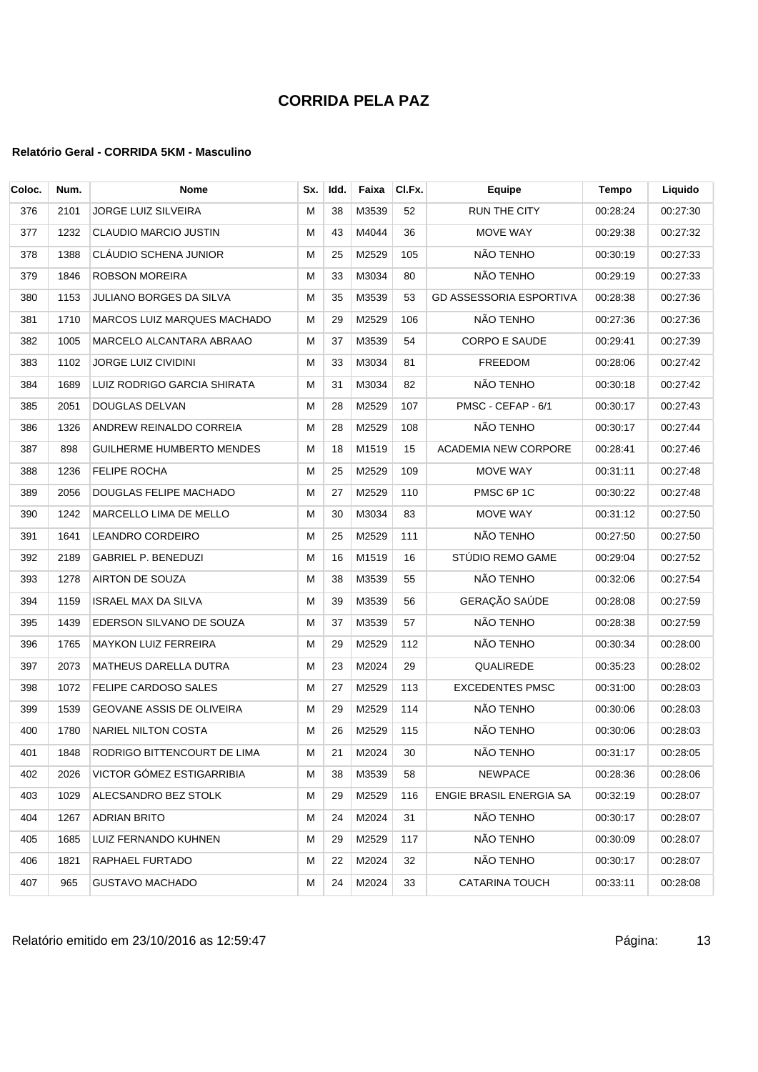# CORRIDA PELA PAZ

**Relatório Geral - CORRIDA 5KM - Masculino**

| Coloc. | Num. | Nome | Sx. | Idd. | Faixa | Cl.Fx. | Equipe | Tempo | Liquido |
|---|---|---|---|---|---|---|---|---|---|
| 376 | 2101 | JORGE LUIZ SILVEIRA | M | 38 | M3539 | 52 | RUN THE CITY | 00:28:24 | 00:27:30 |
| 377 | 1232 | CLAUDIO MARCIO JUSTIN | M | 43 | M4044 | 36 | MOVE WAY | 00:29:38 | 00:27:32 |
| 378 | 1388 | CLÁUDIO SCHENA JUNIOR | M | 25 | M2529 | 105 | NÃO TENHO | 00:30:19 | 00:27:33 |
| 379 | 1846 | ROBSON MOREIRA | M | 33 | M3034 | 80 | NÃO TENHO | 00:29:19 | 00:27:33 |
| 380 | 1153 | JULIANO BORGES DA SILVA | M | 35 | M3539 | 53 | GD ASSESSORIA ESPORTIVA | 00:28:38 | 00:27:36 |
| 381 | 1710 | MARCOS LUIZ MARQUES MACHADO | M | 29 | M2529 | 106 | NÃO TENHO | 00:27:36 | 00:27:36 |
| 382 | 1005 | MARCELO ALCANTARA ABRAAO | M | 37 | M3539 | 54 | CORPO E SAUDE | 00:29:41 | 00:27:39 |
| 383 | 1102 | JORGE LUIZ CIVIDINI | M | 33 | M3034 | 81 | FREEDOM | 00:28:06 | 00:27:42 |
| 384 | 1689 | LUIZ RODRIGO GARCIA SHIRATA | M | 31 | M3034 | 82 | NÃO TENHO | 00:30:18 | 00:27:42 |
| 385 | 2051 | DOUGLAS DELVAN | M | 28 | M2529 | 107 | PMSC - CEFAP - 6/1 | 00:30:17 | 00:27:43 |
| 386 | 1326 | ANDREW REINALDO CORREIA | M | 28 | M2529 | 108 | NÃO TENHO | 00:30:17 | 00:27:44 |
| 387 | 898 | GUILHERME HUMBERTO MENDES | M | 18 | M1519 | 15 | ACADEMIA NEW CORPORE | 00:28:41 | 00:27:46 |
| 388 | 1236 | FELIPE ROCHA | M | 25 | M2529 | 109 | MOVE WAY | 00:31:11 | 00:27:48 |
| 389 | 2056 | DOUGLAS FELIPE MACHADO | M | 27 | M2529 | 110 | PMSC 6P 1C | 00:30:22 | 00:27:48 |
| 390 | 1242 | MARCELLO LIMA DE MELLO | M | 30 | M3034 | 83 | MOVE WAY | 00:31:12 | 00:27:50 |
| 391 | 1641 | LEANDRO CORDEIRO | M | 25 | M2529 | 111 | NÃO TENHO | 00:27:50 | 00:27:50 |
| 392 | 2189 | GABRIEL P. BENEDUZI | M | 16 | M1519 | 16 | STÚDIO REMO GAME | 00:29:04 | 00:27:52 |
| 393 | 1278 | AIRTON DE SOUZA | M | 38 | M3539 | 55 | NÃO TENHO | 00:32:06 | 00:27:54 |
| 394 | 1159 | ISRAEL MAX DA SILVA | M | 39 | M3539 | 56 | GERAÇÃO SAÚDE | 00:28:08 | 00:27:59 |
| 395 | 1439 | EDERSON SILVANO DE SOUZA | M | 37 | M3539 | 57 | NÃO TENHO | 00:28:38 | 00:27:59 |
| 396 | 1765 | MAYKON LUIZ FERREIRA | M | 29 | M2529 | 112 | NÃO TENHO | 00:30:34 | 00:28:00 |
| 397 | 2073 | MATHEUS DARELLA DUTRA | M | 23 | M2024 | 29 | QUALIREDE | 00:35:23 | 00:28:02 |
| 398 | 1072 | FELIPE CARDOSO SALES | M | 27 | M2529 | 113 | EXCEDENTES PMSC | 00:31:00 | 00:28:03 |
| 399 | 1539 | GEOVANE ASSIS DE OLIVEIRA | M | 29 | M2529 | 114 | NÃO TENHO | 00:30:06 | 00:28:03 |
| 400 | 1780 | NARIEL NILTON COSTA | M | 26 | M2529 | 115 | NÃO TENHO | 00:30:06 | 00:28:03 |
| 401 | 1848 | RODRIGO BITTENCOURT DE LIMA | M | 21 | M2024 | 30 | NÃO TENHO | 00:31:17 | 00:28:05 |
| 402 | 2026 | VICTOR GÓMEZ ESTIGARRIBIA | M | 38 | M3539 | 58 | NEWPACE | 00:28:36 | 00:28:06 |
| 403 | 1029 | ALECSANDRO BEZ STOLK | M | 29 | M2529 | 116 | ENGIE BRASIL ENERGIA SA | 00:32:19 | 00:28:07 |
| 404 | 1267 | ADRIAN BRITO | M | 24 | M2024 | 31 | NÃO TENHO | 00:30:17 | 00:28:07 |
| 405 | 1685 | LUIZ FERNANDO KUHNEN | M | 29 | M2529 | 117 | NÃO TENHO | 00:30:09 | 00:28:07 |
| 406 | 1821 | RAPHAEL FURTADO | M | 22 | M2024 | 32 | NÃO TENHO | 00:30:17 | 00:28:07 |
| 407 | 965 | GUSTAVO MACHADO | M | 24 | M2024 | 33 | CATARINA TOUCH | 00:33:11 | 00:28:08 |

Relatório emitido em 23/10/2016 as 12:59:47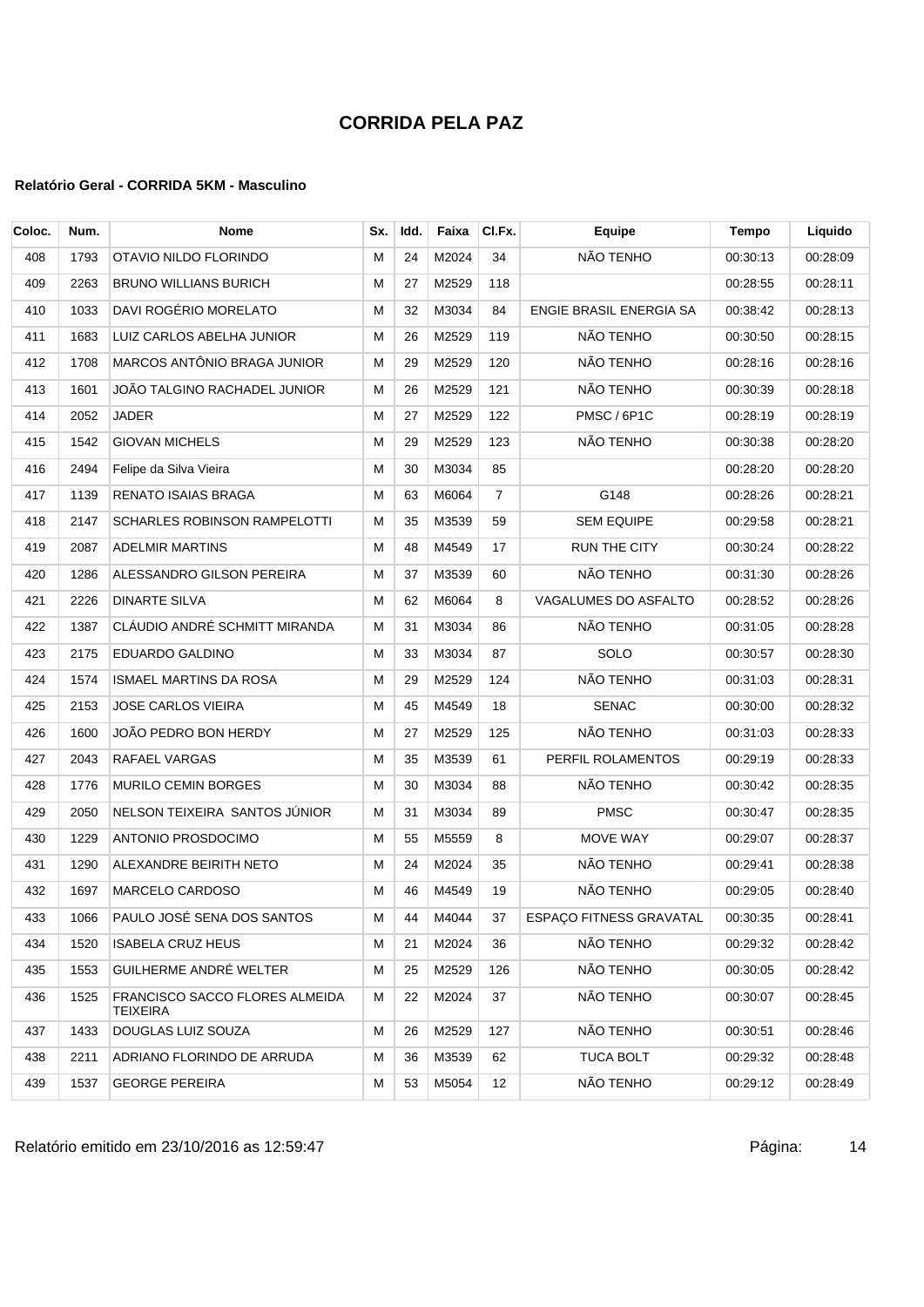# CORRIDA PELA PAZ

### Relatório Geral - CORRIDA 5KM - Masculino

| Coloc. | Num. | Nome | Sx. | Idd. | Faixa | Cl.Fx. | Equipe | Tempo | Liquido |
|---|---|---|---|---|---|---|---|---|---|
| 408 | 1793 | OTAVIO NILDO FLORINDO | M | 24 | M2024 | 34 | NÃO TENHO | 00:30:13 | 00:28:09 |
| 409 | 2263 | BRUNO WILLIANS BURICH | M | 27 | M2529 | 118 | | 00:28:55 | 00:28:11 |
| 410 | 1033 | DAVI ROGÉRIO MORELATO | M | 32 | M3034 | 84 | ENGIE BRASIL ENERGIA SA | 00:38:42 | 00:28:13 |
| 411 | 1683 | LUIZ CARLOS ABELHA JUNIOR | M | 26 | M2529 | 119 | NÃO TENHO | 00:30:50 | 00:28:15 |
| 412 | 1708 | MARCOS ANTÔNIO BRAGA JUNIOR | M | 29 | M2529 | 120 | NÃO TENHO | 00:28:16 | 00:28:16 |
| 413 | 1601 | JOÃO TALGINO RACHADEL JUNIOR | M | 26 | M2529 | 121 | NÃO TENHO | 00:30:39 | 00:28:18 |
| 414 | 2052 | JADER | M | 27 | M2529 | 122 | PMSC / 6P1C | 00:28:19 | 00:28:19 |
| 415 | 1542 | GIOVAN MICHELS | M | 29 | M2529 | 123 | NÃO TENHO | 00:30:38 | 00:28:20 |
| 416 | 2494 | Felipe da Silva Vieira | M | 30 | M3034 | 85 | | 00:28:20 | 00:28:20 |
| 417 | 1139 | RENATO ISAIAS BRAGA | M | 63 | M6064 | 7 | G148 | 00:28:26 | 00:28:21 |
| 418 | 2147 | SCHARLES ROBINSON RAMPELOTTI | M | 35 | M3539 | 59 | SEM EQUIPE | 00:29:58 | 00:28:21 |
| 419 | 2087 | ADELMIR MARTINS | M | 48 | M4549 | 17 | RUN THE CITY | 00:30:24 | 00:28:22 |
| 420 | 1286 | ALESSANDRO GILSON PEREIRA | M | 37 | M3539 | 60 | NÃO TENHO | 00:31:30 | 00:28:26 |
| 421 | 2226 | DINARTE SILVA | M | 62 | M6064 | 8 | VAGALUMES DO ASFALTO | 00:28:52 | 00:28:26 |
| 422 | 1387 | CLÁUDIO ANDRÉ SCHMITT MIRANDA | M | 31 | M3034 | 86 | NÃO TENHO | 00:31:05 | 00:28:28 |
| 423 | 2175 | EDUARDO GALDINO | M | 33 | M3034 | 87 | SOLO | 00:30:57 | 00:28:30 |
| 424 | 1574 | ISMAEL MARTINS DA ROSA | M | 29 | M2529 | 124 | NÃO TENHO | 00:31:03 | 00:28:31 |
| 425 | 2153 | JOSE CARLOS VIEIRA | M | 45 | M4549 | 18 | SENAC | 00:30:00 | 00:28:32 |
| 426 | 1600 | JOÃO PEDRO BON HERDY | M | 27 | M2529 | 125 | NÃO TENHO | 00:31:03 | 00:28:33 |
| 427 | 2043 | RAFAEL VARGAS | M | 35 | M3539 | 61 | PERFIL ROLAMENTOS | 00:29:19 | 00:28:33 |
| 428 | 1776 | MURILO CEMIN BORGES | M | 30 | M3034 | 88 | NÃO TENHO | 00:30:42 | 00:28:35 |
| 429 | 2050 | NELSON TEIXEIRA SANTOS JÚNIOR | M | 31 | M3034 | 89 | PMSC | 00:30:47 | 00:28:35 |
| 430 | 1229 | ANTONIO PROSDOCIMO | M | 55 | M5559 | 8 | MOVE WAY | 00:29:07 | 00:28:37 |
| 431 | 1290 | ALEXANDRE BEIRITH NETO | M | 24 | M2024 | 35 | NÃO TENHO | 00:29:41 | 00:28:38 |
| 432 | 1697 | MARCELO CARDOSO | M | 46 | M4549 | 19 | NÃO TENHO | 00:29:05 | 00:28:40 |
| 433 | 1066 | PAULO JOSÉ SENA DOS SANTOS | M | 44 | M4044 | 37 | ESPAÇO FITNESS GRAVATAL | 00:30:35 | 00:28:41 |
| 434 | 1520 | ISABELA CRUZ HEUS | M | 21 | M2024 | 36 | NÃO TENHO | 00:29:32 | 00:28:42 |
| 435 | 1553 | GUILHERME ANDRÉ WELTER | M | 25 | M2529 | 126 | NÃO TENHO | 00:30:05 | 00:28:42 |
| 436 | 1525 | FRANCISCO SACCO FLORES ALMEIDA TEIXEIRA | M | 22 | M2024 | 37 | NÃO TENHO | 00:30:07 | 00:28:45 |
| 437 | 1433 | DOUGLAS LUIZ SOUZA | M | 26 | M2529 | 127 | NÃO TENHO | 00:30:51 | 00:28:46 |
| 438 | 2211 | ADRIANO FLORINDO DE ARRUDA | M | 36 | M3539 | 62 | TUCA BOLT | 00:29:32 | 00:28:48 |
| 439 | 1537 | GEORGE PEREIRA | M | 53 | M5054 | 12 | NÃO TENHO | 00:29:12 | 00:28:49 |

Relatório emitido em 23/10/2016 as 12:59:47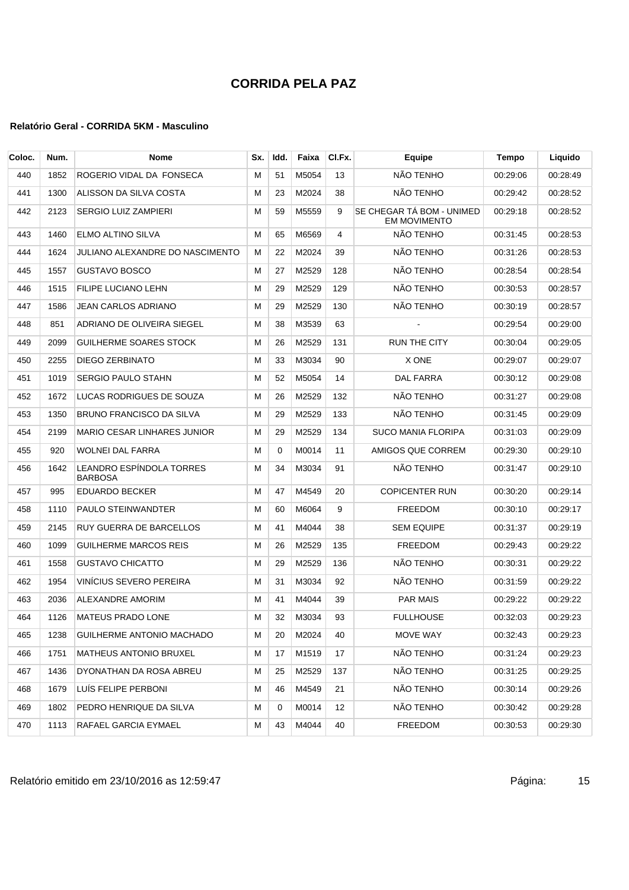# CORRIDA PELA PAZ

### Relatório Geral - CORRIDA 5KM - Masculino

| Coloc. | Num. | Nome | Sx. | Idd. | Faixa | Cl.Fx. | Equipe | Tempo | Liquido |
|---|---|---|---|---|---|---|---|---|---|
| 440 | 1852 | ROGERIO VIDAL DA FONSECA | M | 51 | M5054 | 13 | NÃO TENHO | 00:29:06 | 00:28:49 |
| 441 | 1300 | ALISSON DA SILVA COSTA | M | 23 | M2024 | 38 | NÃO TENHO | 00:29:42 | 00:28:52 |
| 442 | 2123 | SERGIO LUIZ ZAMPIERI | M | 59 | M5559 | 9 | SE CHEGAR TÁ BOM - UNIMED EM MOVIMENTO | 00:29:18 | 00:28:52 |
| 443 | 1460 | ELMO ALTINO SILVA | M | 65 | M6569 | 4 | NÃO TENHO | 00:31:45 | 00:28:53 |
| 444 | 1624 | JULIANO ALEXANDRE DO NASCIMENTO | M | 22 | M2024 | 39 | NÃO TENHO | 00:31:26 | 00:28:53 |
| 445 | 1557 | GUSTAVO BOSCO | M | 27 | M2529 | 128 | NÃO TENHO | 00:28:54 | 00:28:54 |
| 446 | 1515 | FILIPE LUCIANO LEHN | M | 29 | M2529 | 129 | NÃO TENHO | 00:30:53 | 00:28:57 |
| 447 | 1586 | JEAN CARLOS ADRIANO | M | 29 | M2529 | 130 | NÃO TENHO | 00:30:19 | 00:28:57 |
| 448 | 851 | ADRIANO DE OLIVEIRA SIEGEL | M | 38 | M3539 | 63 | - | 00:29:54 | 00:29:00 |
| 449 | 2099 | GUILHERME SOARES STOCK | M | 26 | M2529 | 131 | RUN THE CITY | 00:30:04 | 00:29:05 |
| 450 | 2255 | DIEGO ZERBINATO | M | 33 | M3034 | 90 | X ONE | 00:29:07 | 00:29:07 |
| 451 | 1019 | SERGIO PAULO STAHN | M | 52 | M5054 | 14 | DAL FARRA | 00:30:12 | 00:29:08 |
| 452 | 1672 | LUCAS RODRIGUES DE SOUZA | M | 26 | M2529 | 132 | NÃO TENHO | 00:31:27 | 00:29:08 |
| 453 | 1350 | BRUNO FRANCISCO DA SILVA | M | 29 | M2529 | 133 | NÃO TENHO | 00:31:45 | 00:29:09 |
| 454 | 2199 | MARIO CESAR LINHARES JUNIOR | M | 29 | M2529 | 134 | SUCO MANIA FLORIPA | 00:31:03 | 00:29:09 |
| 455 | 920 | WOLNEI DAL FARRA | M | 0 | M0014 | 11 | AMIGOS QUE CORREM | 00:29:30 | 00:29:10 |
| 456 | 1642 | LEANDRO ESPÍNDOLA TORRES BARBOSA | M | 34 | M3034 | 91 | NÃO TENHO | 00:31:47 | 00:29:10 |
| 457 | 995 | EDUARDO BECKER | M | 47 | M4549 | 20 | COPICENTER RUN | 00:30:20 | 00:29:14 |
| 458 | 1110 | PAULO STEINWANDTER | M | 60 | M6064 | 9 | FREEDOM | 00:30:10 | 00:29:17 |
| 459 | 2145 | RUY GUERRA DE BARCELLOS | M | 41 | M4044 | 38 | SEM EQUIPE | 00:31:37 | 00:29:19 |
| 460 | 1099 | GUILHERME MARCOS REIS | M | 26 | M2529 | 135 | FREEDOM | 00:29:43 | 00:29:22 |
| 461 | 1558 | GUSTAVO CHICATTO | M | 29 | M2529 | 136 | NÃO TENHO | 00:30:31 | 00:29:22 |
| 462 | 1954 | VINÍCIUS SEVERO PEREIRA | M | 31 | M3034 | 92 | NÃO TENHO | 00:31:59 | 00:29:22 |
| 463 | 2036 | ALEXANDRE AMORIM | M | 41 | M4044 | 39 | PAR MAIS | 00:29:22 | 00:29:22 |
| 464 | 1126 | MATEUS PRADO LONE | M | 32 | M3034 | 93 | FULLHOUSE | 00:32:03 | 00:29:23 |
| 465 | 1238 | GUILHERME ANTONIO MACHADO | M | 20 | M2024 | 40 | MOVE WAY | 00:32:43 | 00:29:23 |
| 466 | 1751 | MATHEUS ANTONIO BRUXEL | M | 17 | M1519 | 17 | NÃO TENHO | 00:31:24 | 00:29:23 |
| 467 | 1436 | DYONATHAN DA ROSA ABREU | M | 25 | M2529 | 137 | NÃO TENHO | 00:31:25 | 00:29:25 |
| 468 | 1679 | LUÍS FELIPE PERBONI | M | 46 | M4549 | 21 | NÃO TENHO | 00:30:14 | 00:29:26 |
| 469 | 1802 | PEDRO HENRIQUE DA SILVA | M | 0 | M0014 | 12 | NÃO TENHO | 00:30:42 | 00:29:28 |
| 470 | 1113 | RAFAEL GARCIA EYMAEL | M | 43 | M4044 | 40 | FREEDOM | 00:30:53 | 00:29:30 |

Relatório emitido em 23/10/2016 as 12:59:47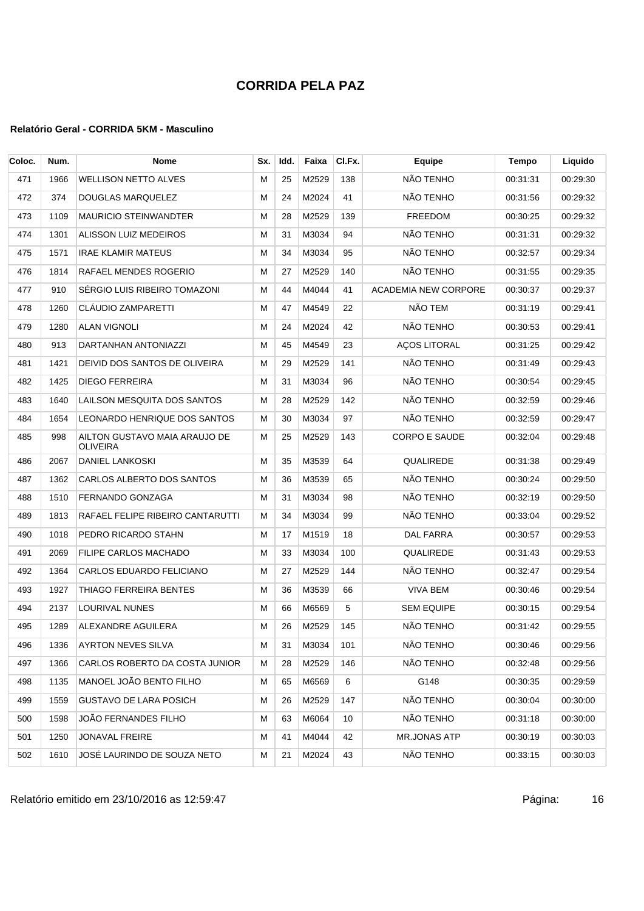# CORRIDA PELA PAZ

#### Relatório Geral - CORRIDA 5KM - Masculino

| Coloc. | Num. | Nome | Sx. | Idd. | Faixa | Cl.Fx. | Equipe | Tempo | Liquido |
|---|---|---|---|---|---|---|---|---|---|
| 471 | 1966 | WELLISON NETTO ALVES | M | 25 | M2529 | 138 | NÃO TENHO | 00:31:31 | 00:29:30 |
| 472 | 374 | DOUGLAS MARQUELEZ | M | 24 | M2024 | 41 | NÃO TENHO | 00:31:56 | 00:29:32 |
| 473 | 1109 | MAURICIO STEINWANDTER | M | 28 | M2529 | 139 | FREEDOM | 00:30:25 | 00:29:32 |
| 474 | 1301 | ALISSON LUIZ MEDEIROS | M | 31 | M3034 | 94 | NÃO TENHO | 00:31:31 | 00:29:32 |
| 475 | 1571 | IRAE KLAMIR MATEUS | M | 34 | M3034 | 95 | NÃO TENHO | 00:32:57 | 00:29:34 |
| 476 | 1814 | RAFAEL MENDES ROGERIO | M | 27 | M2529 | 140 | NÃO TENHO | 00:31:55 | 00:29:35 |
| 477 | 910 | SÉRGIO LUIS RIBEIRO TOMAZONI | M | 44 | M4044 | 41 | ACADEMIA NEW CORPORE | 00:30:37 | 00:29:37 |
| 478 | 1260 | CLÁUDIO ZAMPARETTI | M | 47 | M4549 | 22 | NÃO TEM | 00:31:19 | 00:29:41 |
| 479 | 1280 | ALAN VIGNOLI | M | 24 | M2024 | 42 | NÃO TENHO | 00:30:53 | 00:29:41 |
| 480 | 913 | DARTANHAN ANTONIAZZI | M | 45 | M4549 | 23 | AÇOS LITORAL | 00:31:25 | 00:29:42 |
| 481 | 1421 | DEIVID DOS SANTOS DE OLIVEIRA | M | 29 | M2529 | 141 | NÃO TENHO | 00:31:49 | 00:29:43 |
| 482 | 1425 | DIEGO FERREIRA | M | 31 | M3034 | 96 | NÃO TENHO | 00:30:54 | 00:29:45 |
| 483 | 1640 | LAILSON MESQUITA DOS SANTOS | M | 28 | M2529 | 142 | NÃO TENHO | 00:32:59 | 00:29:46 |
| 484 | 1654 | LEONARDO HENRIQUE DOS SANTOS | M | 30 | M3034 | 97 | NÃO TENHO | 00:32:59 | 00:29:47 |
| 485 | 998 | AILTON GUSTAVO MAIA ARAUJO DE OLIVEIRA | M | 25 | M2529 | 143 | CORPO E SAUDE | 00:32:04 | 00:29:48 |
| 486 | 2067 | DANIEL LANKOSKI | M | 35 | M3539 | 64 | QUALIREDE | 00:31:38 | 00:29:49 |
| 487 | 1362 | CARLOS ALBERTO DOS SANTOS | M | 36 | M3539 | 65 | NÃO TENHO | 00:30:24 | 00:29:50 |
| 488 | 1510 | FERNANDO GONZAGA | M | 31 | M3034 | 98 | NÃO TENHO | 00:32:19 | 00:29:50 |
| 489 | 1813 | RAFAEL FELIPE RIBEIRO CANTARUTTI | M | 34 | M3034 | 99 | NÃO TENHO | 00:33:04 | 00:29:52 |
| 490 | 1018 | PEDRO RICARDO STAHN | M | 17 | M1519 | 18 | DAL FARRA | 00:30:57 | 00:29:53 |
| 491 | 2069 | FILIPE CARLOS MACHADO | M | 33 | M3034 | 100 | QUALIREDE | 00:31:43 | 00:29:53 |
| 492 | 1364 | CARLOS EDUARDO FELICIANO | M | 27 | M2529 | 144 | NÃO TENHO | 00:32:47 | 00:29:54 |
| 493 | 1927 | THIAGO FERREIRA BENTES | M | 36 | M3539 | 66 | VIVA BEM | 00:30:46 | 00:29:54 |
| 494 | 2137 | LOURIVAL NUNES | M | 66 | M6569 | 5 | SEM EQUIPE | 00:30:15 | 00:29:54 |
| 495 | 1289 | ALEXANDRE AGUILERA | M | 26 | M2529 | 145 | NÃO TENHO | 00:31:42 | 00:29:55 |
| 496 | 1336 | AYRTON NEVES SILVA | M | 31 | M3034 | 101 | NÃO TENHO | 00:30:46 | 00:29:56 |
| 497 | 1366 | CARLOS ROBERTO DA COSTA JUNIOR | M | 28 | M2529 | 146 | NÃO TENHO | 00:32:48 | 00:29:56 |
| 498 | 1135 | MANOEL JOÃO BENTO FILHO | M | 65 | M6569 | 6 | G148 | 00:30:35 | 00:29:59 |
| 499 | 1559 | GUSTAVO DE LARA POSICH | M | 26 | M2529 | 147 | NÃO TENHO | 00:30:04 | 00:30:00 |
| 500 | 1598 | JOÃO FERNANDES FILHO | M | 63 | M6064 | 10 | NÃO TENHO | 00:31:18 | 00:30:00 |
| 501 | 1250 | JONAVAL FREIRE | M | 41 | M4044 | 42 | MR.JONAS ATP | 00:30:19 | 00:30:03 |
| 502 | 1610 | JOSÉ LAURINDO DE SOUZA NETO | M | 21 | M2024 | 43 | NÃO TENHO | 00:33:15 | 00:30:03 |

Relatório emitido em 23/10/2016 as 12:59:47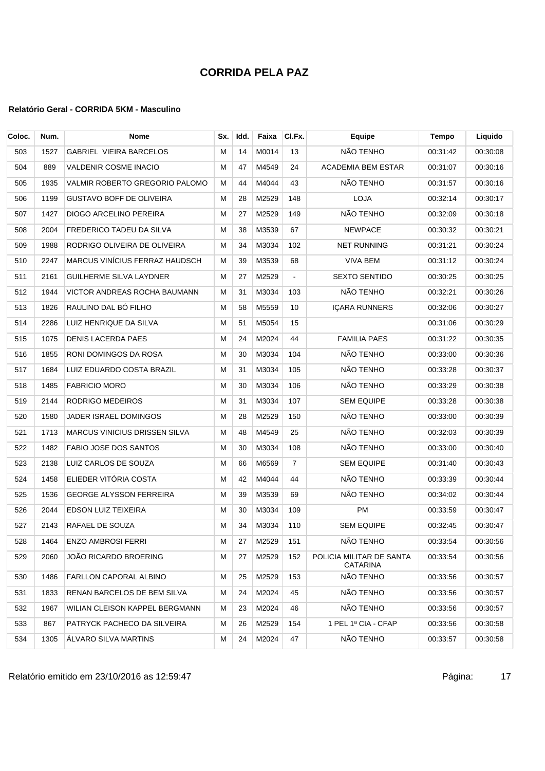# CORRIDA PELA PAZ

### Relatório Geral - CORRIDA 5KM - Masculino

| Coloc. | Num. | Nome | Sx. | Idd. | Faixa | Cl.Fx. | Equipe | Tempo | Liquido |
|---|---|---|---|---|---|---|---|---|---|
| 503 | 1527 | GABRIEL VIEIRA BARCELOS | M | 14 | M0014 | 13 | NÃO TENHO | 00:31:42 | 00:30:08 |
| 504 | 889 | VALDENIR COSME INACIO | M | 47 | M4549 | 24 | ACADEMIA BEM ESTAR | 00:31:07 | 00:30:16 |
| 505 | 1935 | VALMIR ROBERTO GREGORIO PALOMO | M | 44 | M4044 | 43 | NÃO TENHO | 00:31:57 | 00:30:16 |
| 506 | 1199 | GUSTAVO BOFF DE OLIVEIRA | M | 28 | M2529 | 148 | LOJA | 00:32:14 | 00:30:17 |
| 507 | 1427 | DIOGO ARCELINO PEREIRA | M | 27 | M2529 | 149 | NÃO TENHO | 00:32:09 | 00:30:18 |
| 508 | 2004 | FREDERICO TADEU DA SILVA | M | 38 | M3539 | 67 | NEWPACE | 00:30:32 | 00:30:21 |
| 509 | 1988 | RODRIGO OLIVEIRA DE OLIVEIRA | M | 34 | M3034 | 102 | NET RUNNING | 00:31:21 | 00:30:24 |
| 510 | 2247 | MARCUS VINÍCIUS FERRAZ HAUDSCH | M | 39 | M3539 | 68 | VIVA BEM | 00:31:12 | 00:30:24 |
| 511 | 2161 | GUILHERME SILVA LAYDNER | M | 27 | M2529 | - | SEXTO SENTIDO | 00:30:25 | 00:30:25 |
| 512 | 1944 | VICTOR ANDREAS ROCHA BAUMANN | M | 31 | M3034 | 103 | NÃO TENHO | 00:32:21 | 00:30:26 |
| 513 | 1826 | RAULINO DAL BÓ FILHO | M | 58 | M5559 | 10 | IÇARA RUNNERS | 00:32:06 | 00:30:27 |
| 514 | 2286 | LUIZ HENRIQUE DA SILVA | M | 51 | M5054 | 15 | | 00:31:06 | 00:30:29 |
| 515 | 1075 | DENIS LACERDA PAES | M | 24 | M2024 | 44 | FAMILIA PAES | 00:31:22 | 00:30:35 |
| 516 | 1855 | RONI DOMINGOS DA ROSA | M | 30 | M3034 | 104 | NÃO TENHO | 00:33:00 | 00:30:36 |
| 517 | 1684 | LUIZ EDUARDO COSTA BRAZIL | M | 31 | M3034 | 105 | NÃO TENHO | 00:33:28 | 00:30:37 |
| 518 | 1485 | FABRICIO MORO | M | 30 | M3034 | 106 | NÃO TENHO | 00:33:29 | 00:30:38 |
| 519 | 2144 | RODRIGO MEDEIROS | M | 31 | M3034 | 107 | SEM EQUIPE | 00:33:28 | 00:30:38 |
| 520 | 1580 | JADER ISRAEL DOMINGOS | M | 28 | M2529 | 150 | NÃO TENHO | 00:33:00 | 00:30:39 |
| 521 | 1713 | MARCUS VINICIUS DRISSEN SILVA | M | 48 | M4549 | 25 | NÃO TENHO | 00:32:03 | 00:30:39 |
| 522 | 1482 | FABIO JOSE DOS SANTOS | M | 30 | M3034 | 108 | NÃO TENHO | 00:33:00 | 00:30:40 |
| 523 | 2138 | LUIZ CARLOS DE SOUZA | M | 66 | M6569 | 7 | SEM EQUIPE | 00:31:40 | 00:30:43 |
| 524 | 1458 | ELIEDER VITÓRIA COSTA | M | 42 | M4044 | 44 | NÃO TENHO | 00:33:39 | 00:30:44 |
| 525 | 1536 | GEORGE ALYSSON FERREIRA | M | 39 | M3539 | 69 | NÃO TENHO | 00:34:02 | 00:30:44 |
| 526 | 2044 | EDSON LUIZ TEIXEIRA | M | 30 | M3034 | 109 | PM | 00:33:59 | 00:30:47 |
| 527 | 2143 | RAFAEL DE SOUZA | M | 34 | M3034 | 110 | SEM EQUIPE | 00:32:45 | 00:30:47 |
| 528 | 1464 | ENZO AMBROSI FERRI | M | 27 | M2529 | 151 | NÃO TENHO | 00:33:54 | 00:30:56 |
| 529 | 2060 | JOÃO RICARDO BROERING | M | 27 | M2529 | 152 | POLICIA MILITAR DE SANTA CATARINA | 00:33:54 | 00:30:56 |
| 530 | 1486 | FARLLON CAPORAL ALBINO | M | 25 | M2529 | 153 | NÃO TENHO | 00:33:56 | 00:30:57 |
| 531 | 1833 | RENAN BARCELOS DE BEM SILVA | M | 24 | M2024 | 45 | NÃO TENHO | 00:33:56 | 00:30:57 |
| 532 | 1967 | WILIAN CLEISON KAPPEL BERGMANN | M | 23 | M2024 | 46 | NÃO TENHO | 00:33:56 | 00:30:57 |
| 533 | 867 | PATRYCK PACHECO DA SILVEIRA | M | 26 | M2529 | 154 | 1 PEL 1ª CIA - CFAP | 00:33:56 | 00:30:58 |
| 534 | 1305 | ÁLVARO SILVA MARTINS | M | 24 | M2024 | 47 | NÃO TENHO | 00:33:57 | 00:30:58 |

Relatório emitido em 23/10/2016 as 12:59:47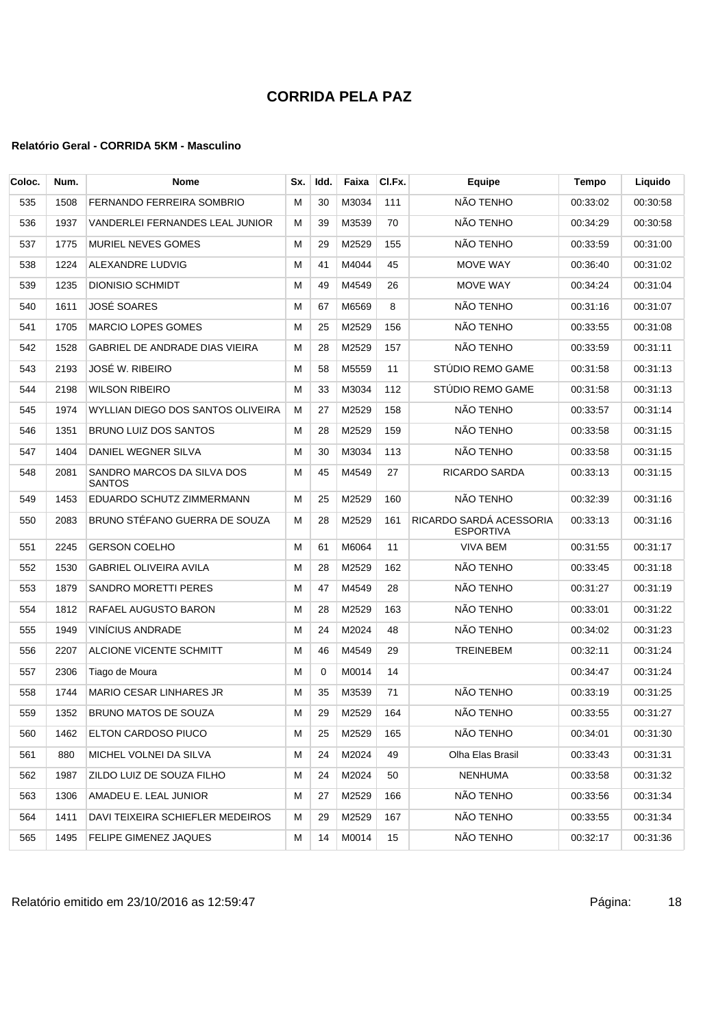# CORRIDA PELA PAZ

#### Relatório Geral - CORRIDA 5KM - Masculino

| Coloc. | Num. | Nome | Sx. | Idd. | Faixa | Cl.Fx. | Equipe | Tempo | Liquido |
|---|---|---|---|---|---|---|---|---|---|
| 535 | 1508 | FERNANDO FERREIRA SOMBRIO | M | 30 | M3034 | 111 | NÃO TENHO | 00:33:02 | 00:30:58 |
| 536 | 1937 | VANDERLEI FERNANDES LEAL JUNIOR | M | 39 | M3539 | 70 | NÃO TENHO | 00:34:29 | 00:30:58 |
| 537 | 1775 | MURIEL NEVES GOMES | M | 29 | M2529 | 155 | NÃO TENHO | 00:33:59 | 00:31:00 |
| 538 | 1224 | ALEXANDRE LUDVIG | M | 41 | M4044 | 45 | MOVE WAY | 00:36:40 | 00:31:02 |
| 539 | 1235 | DIONISIO SCHMIDT | M | 49 | M4549 | 26 | MOVE WAY | 00:34:24 | 00:31:04 |
| 540 | 1611 | JOSÉ SOARES | M | 67 | M6569 | 8 | NÃO TENHO | 00:31:16 | 00:31:07 |
| 541 | 1705 | MARCIO LOPES GOMES | M | 25 | M2529 | 156 | NÃO TENHO | 00:33:55 | 00:31:08 |
| 542 | 1528 | GABRIEL DE ANDRADE DIAS VIEIRA | M | 28 | M2529 | 157 | NÃO TENHO | 00:33:59 | 00:31:11 |
| 543 | 2193 | JOSÉ W. RIBEIRO | M | 58 | M5559 | 11 | STÚDIO REMO GAME | 00:31:58 | 00:31:13 |
| 544 | 2198 | WILSON RIBEIRO | M | 33 | M3034 | 112 | STÚDIO REMO GAME | 00:31:58 | 00:31:13 |
| 545 | 1974 | WYLLIAN DIEGO DOS SANTOS OLIVEIRA | M | 27 | M2529 | 158 | NÃO TENHO | 00:33:57 | 00:31:14 |
| 546 | 1351 | BRUNO LUIZ DOS SANTOS | M | 28 | M2529 | 159 | NÃO TENHO | 00:33:58 | 00:31:15 |
| 547 | 1404 | DANIEL WEGNER SILVA | M | 30 | M3034 | 113 | NÃO TENHO | 00:33:58 | 00:31:15 |
| 548 | 2081 | SANDRO MARCOS DA SILVA DOS SANTOS | M | 45 | M4549 | 27 | RICARDO SARDA | 00:33:13 | 00:31:15 |
| 549 | 1453 | EDUARDO SCHUTZ ZIMMERMANN | M | 25 | M2529 | 160 | NÃO TENHO | 00:32:39 | 00:31:16 |
| 550 | 2083 | BRUNO STÉFANO GUERRA DE SOUZA | M | 28 | M2529 | 161 | RICARDO SARDÁ ACESSORIA ESPORTIVA | 00:33:13 | 00:31:16 |
| 551 | 2245 | GERSON COELHO | M | 61 | M6064 | 11 | VIVA BEM | 00:31:55 | 00:31:17 |
| 552 | 1530 | GABRIEL OLIVEIRA AVILA | M | 28 | M2529 | 162 | NÃO TENHO | 00:33:45 | 00:31:18 |
| 553 | 1879 | SANDRO MORETTI PERES | M | 47 | M4549 | 28 | NÃO TENHO | 00:31:27 | 00:31:19 |
| 554 | 1812 | RAFAEL AUGUSTO BARON | M | 28 | M2529 | 163 | NÃO TENHO | 00:33:01 | 00:31:22 |
| 555 | 1949 | VINÍCIUS ANDRADE | M | 24 | M2024 | 48 | NÃO TENHO | 00:34:02 | 00:31:23 |
| 556 | 2207 | ALCIONE VICENTE SCHMITT | M | 46 | M4549 | 29 | TREINEBEM | 00:32:11 | 00:31:24 |
| 557 | 2306 | Tiago de Moura | M | 0 | M0014 | 14 | | 00:34:47 | 00:31:24 |
| 558 | 1744 | MARIO CESAR LINHARES JR | M | 35 | M3539 | 71 | NÃO TENHO | 00:33:19 | 00:31:25 |
| 559 | 1352 | BRUNO MATOS DE SOUZA | M | 29 | M2529 | 164 | NÃO TENHO | 00:33:55 | 00:31:27 |
| 560 | 1462 | ELTON CARDOSO PIUCO | M | 25 | M2529 | 165 | NÃO TENHO | 00:34:01 | 00:31:30 |
| 561 | 880 | MICHEL VOLNEI DA SILVA | M | 24 | M2024 | 49 | Olha Elas Brasil | 00:33:43 | 00:31:31 |
| 562 | 1987 | ZILDO LUIZ DE SOUZA FILHO | M | 24 | M2024 | 50 | NENHUMA | 00:33:58 | 00:31:32 |
| 563 | 1306 | AMADEU E. LEAL JUNIOR | M | 27 | M2529 | 166 | NÃO TENHO | 00:33:56 | 00:31:34 |
| 564 | 1411 | DAVI TEIXEIRA SCHIEFLER MEDEIROS | M | 29 | M2529 | 167 | NÃO TENHO | 00:33:55 | 00:31:34 |
| 565 | 1495 | FELIPE GIMENEZ JAQUES | M | 14 | M0014 | 15 | NÃO TENHO | 00:32:17 | 00:31:36 |

Relatório emitido em 23/10/2016 as 12:59:47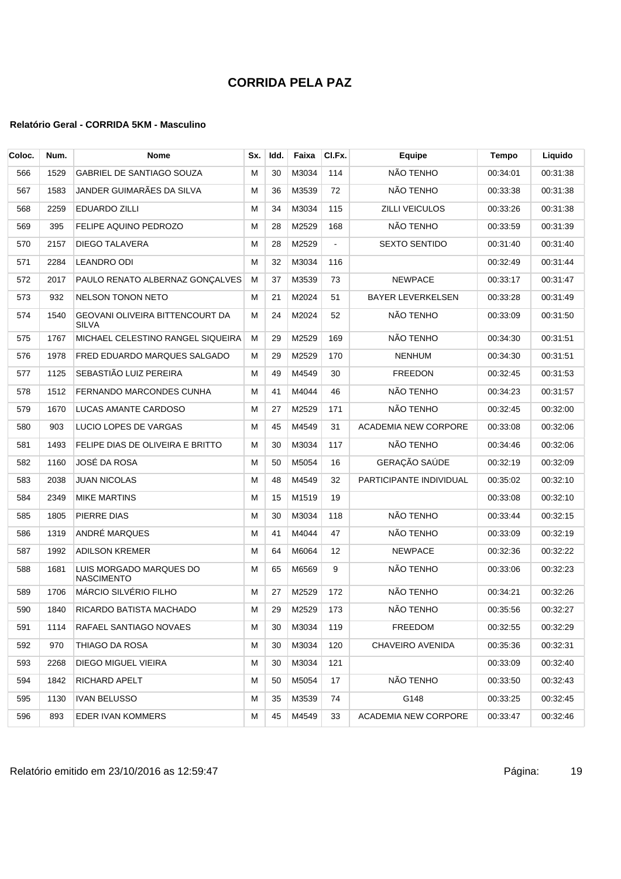# CORRIDA PELA PAZ

### Relatório Geral - CORRIDA 5KM - Masculino

| Coloc. | Num. | Nome | Sx. | Idd. | Faixa | Cl.Fx. | Equipe | Tempo | Liquido |
|---|---|---|---|---|---|---|---|---|---|
| 566 | 1529 | GABRIEL DE SANTIAGO SOUZA | M | 30 | M3034 | 114 | NÃO TENHO | 00:34:01 | 00:31:38 |
| 567 | 1583 | JANDER GUIMARÃES DA SILVA | M | 36 | M3539 | 72 | NÃO TENHO | 00:33:38 | 00:31:38 |
| 568 | 2259 | EDUARDO ZILLI | M | 34 | M3034 | 115 | ZILLI VEICULOS | 00:33:26 | 00:31:38 |
| 569 | 395 | FELIPE AQUINO PEDROZO | M | 28 | M2529 | 168 | NÃO TENHO | 00:33:59 | 00:31:39 |
| 570 | 2157 | DIEGO TALAVERA | M | 28 | M2529 | - | SEXTO SENTIDO | 00:31:40 | 00:31:40 |
| 571 | 2284 | LEANDRO ODI | M | 32 | M3034 | 116 | | 00:32:49 | 00:31:44 |
| 572 | 2017 | PAULO RENATO ALBERNAZ GONÇALVES | M | 37 | M3539 | 73 | NEWPACE | 00:33:17 | 00:31:47 |
| 573 | 932 | NELSON TONON NETO | M | 21 | M2024 | 51 | BAYER LEVERKELSEN | 00:33:28 | 00:31:49 |
| 574 | 1540 | GEOVANI OLIVEIRA BITTENCOURT DA SILVA | M | 24 | M2024 | 52 | NÃO TENHO | 00:33:09 | 00:31:50 |
| 575 | 1767 | MICHAEL CELESTINO RANGEL SIQUEIRA | M | 29 | M2529 | 169 | NÃO TENHO | 00:34:30 | 00:31:51 |
| 576 | 1978 | FRED EDUARDO MARQUES SALGADO | M | 29 | M2529 | 170 | NENHUM | 00:34:30 | 00:31:51 |
| 577 | 1125 | SEBASTIÃO LUIZ PEREIRA | M | 49 | M4549 | 30 | FREEDON | 00:32:45 | 00:31:53 |
| 578 | 1512 | FERNANDO MARCONDES CUNHA | M | 41 | M4044 | 46 | NÃO TENHO | 00:34:23 | 00:31:57 |
| 579 | 1670 | LUCAS AMANTE CARDOSO | M | 27 | M2529 | 171 | NÃO TENHO | 00:32:45 | 00:32:00 |
| 580 | 903 | LUCIO LOPES DE VARGAS | M | 45 | M4549 | 31 | ACADEMIA NEW CORPORE | 00:33:08 | 00:32:06 |
| 581 | 1493 | FELIPE DIAS DE OLIVEIRA E BRITTO | M | 30 | M3034 | 117 | NÃO TENHO | 00:34:46 | 00:32:06 |
| 582 | 1160 | JOSÉ DA ROSA | M | 50 | M5054 | 16 | GERAÇÃO SAÚDE | 00:32:19 | 00:32:09 |
| 583 | 2038 | JUAN NICOLAS | M | 48 | M4549 | 32 | PARTICIPANTE INDIVIDUAL | 00:35:02 | 00:32:10 |
| 584 | 2349 | MIKE MARTINS | M | 15 | M1519 | 19 | | 00:33:08 | 00:32:10 |
| 585 | 1805 | PIERRE DIAS | M | 30 | M3034 | 118 | NÃO TENHO | 00:33:44 | 00:32:15 |
| 586 | 1319 | ANDRÉ MARQUES | M | 41 | M4044 | 47 | NÃO TENHO | 00:33:09 | 00:32:19 |
| 587 | 1992 | ADILSON KREMER | M | 64 | M6064 | 12 | NEWPACE | 00:32:36 | 00:32:22 |
| 588 | 1681 | LUIS MORGADO MARQUES DO NASCIMENTO | M | 65 | M6569 | 9 | NÃO TENHO | 00:33:06 | 00:32:23 |
| 589 | 1706 | MÁRCIO SILVÉRIO FILHO | M | 27 | M2529 | 172 | NÃO TENHO | 00:34:21 | 00:32:26 |
| 590 | 1840 | RICARDO BATISTA MACHADO | M | 29 | M2529 | 173 | NÃO TENHO | 00:35:56 | 00:32:27 |
| 591 | 1114 | RAFAEL SANTIAGO NOVAES | M | 30 | M3034 | 119 | FREEDOM | 00:32:55 | 00:32:29 |
| 592 | 970 | THIAGO DA ROSA | M | 30 | M3034 | 120 | CHAVEIRO AVENIDA | 00:35:36 | 00:32:31 |
| 593 | 2268 | DIEGO MIGUEL VIEIRA | M | 30 | M3034 | 121 | | 00:33:09 | 00:32:40 |
| 594 | 1842 | RICHARD APELT | M | 50 | M5054 | 17 | NÃO TENHO | 00:33:50 | 00:32:43 |
| 595 | 1130 | IVAN BELUSSO | M | 35 | M3539 | 74 | G148 | 00:33:25 | 00:32:45 |
| 596 | 893 | EDER IVAN KOMMERS | M | 45 | M4549 | 33 | ACADEMIA NEW CORPORE | 00:33:47 | 00:32:46 |

Relatório emitido em 23/10/2016 as 12:59:47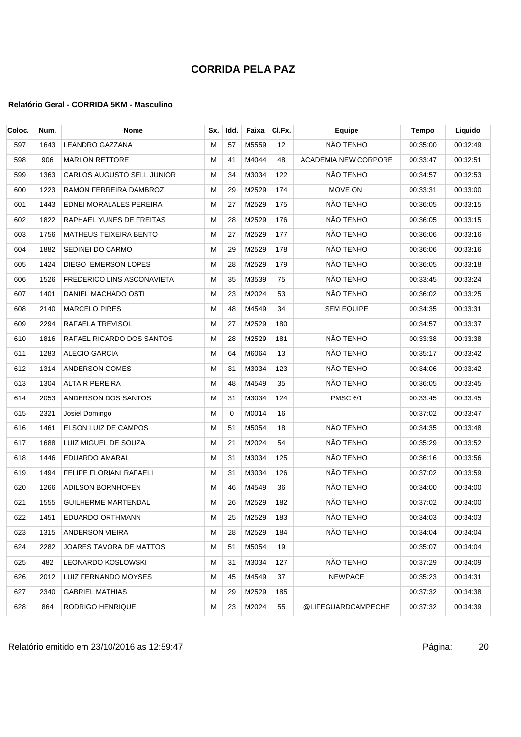# CORRIDA PELA PAZ

### Relatório Geral - CORRIDA 5KM - Masculino

| Coloc. | Num. | Nome | Sx. | Idd. | Faixa | Cl.Fx. | Equipe | Tempo | Liquido |
|---|---|---|---|---|---|---|---|---|---|
| 597 | 1643 | LEANDRO GAZZANA | M | 57 | M5559 | 12 | NÃO TENHO | 00:35:00 | 00:32:49 |
| 598 | 906 | MARLON RETTORE | M | 41 | M4044 | 48 | ACADEMIA NEW CORPORE | 00:33:47 | 00:32:51 |
| 599 | 1363 | CARLOS AUGUSTO SELL JUNIOR | M | 34 | M3034 | 122 | NÃO TENHO | 00:34:57 | 00:32:53 |
| 600 | 1223 | RAMON FERREIRA DAMBROZ | M | 29 | M2529 | 174 | MOVE ON | 00:33:31 | 00:33:00 |
| 601 | 1443 | EDNEI MORALALES PEREIRA | M | 27 | M2529 | 175 | NÃO TENHO | 00:36:05 | 00:33:15 |
| 602 | 1822 | RAPHAEL YUNES DE FREITAS | M | 28 | M2529 | 176 | NÃO TENHO | 00:36:05 | 00:33:15 |
| 603 | 1756 | MATHEUS TEIXEIRA BENTO | M | 27 | M2529 | 177 | NÃO TENHO | 00:36:06 | 00:33:16 |
| 604 | 1882 | SEDINEI DO CARMO | M | 29 | M2529 | 178 | NÃO TENHO | 00:36:06 | 00:33:16 |
| 605 | 1424 | DIEGO EMERSON LOPES | M | 28 | M2529 | 179 | NÃO TENHO | 00:36:05 | 00:33:18 |
| 606 | 1526 | FREDERICO LINS ASCONAVIETA | M | 35 | M3539 | 75 | NÃO TENHO | 00:33:45 | 00:33:24 |
| 607 | 1401 | DANIEL MACHADO OSTI | M | 23 | M2024 | 53 | NÃO TENHO | 00:36:02 | 00:33:25 |
| 608 | 2140 | MARCELO PIRES | M | 48 | M4549 | 34 | SEM EQUIPE | 00:34:35 | 00:33:31 |
| 609 | 2294 | RAFAELA TREVISOL | M | 27 | M2529 | 180 | | 00:34:57 | 00:33:37 |
| 610 | 1816 | RAFAEL RICARDO DOS SANTOS | M | 28 | M2529 | 181 | NÃO TENHO | 00:33:38 | 00:33:38 |
| 611 | 1283 | ALECIO GARCIA | M | 64 | M6064 | 13 | NÃO TENHO | 00:35:17 | 00:33:42 |
| 612 | 1314 | ANDERSON GOMES | M | 31 | M3034 | 123 | NÃO TENHO | 00:34:06 | 00:33:42 |
| 613 | 1304 | ALTAIR PEREIRA | M | 48 | M4549 | 35 | NÃO TENHO | 00:36:05 | 00:33:45 |
| 614 | 2053 | ANDERSON DOS SANTOS | M | 31 | M3034 | 124 | PMSC 6/1 | 00:33:45 | 00:33:45 |
| 615 | 2321 | Josiel Domingo | M | 0 | M0014 | 16 | | 00:37:02 | 00:33:47 |
| 616 | 1461 | ELSON LUIZ DE CAMPOS | M | 51 | M5054 | 18 | NÃO TENHO | 00:34:35 | 00:33:48 |
| 617 | 1688 | LUIZ MIGUEL DE SOUZA | M | 21 | M2024 | 54 | NÃO TENHO | 00:35:29 | 00:33:52 |
| 618 | 1446 | EDUARDO AMARAL | M | 31 | M3034 | 125 | NÃO TENHO | 00:36:16 | 00:33:56 |
| 619 | 1494 | FELIPE FLORIANI RAFAELI | M | 31 | M3034 | 126 | NÃO TENHO | 00:37:02 | 00:33:59 |
| 620 | 1266 | ADILSON BORNHOFEN | M | 46 | M4549 | 36 | NÃO TENHO | 00:34:00 | 00:34:00 |
| 621 | 1555 | GUILHERME MARTENDAL | M | 26 | M2529 | 182 | NÃO TENHO | 00:37:02 | 00:34:00 |
| 622 | 1451 | EDUARDO ORTHMANN | M | 25 | M2529 | 183 | NÃO TENHO | 00:34:03 | 00:34:03 |
| 623 | 1315 | ANDERSON VIEIRA | M | 28 | M2529 | 184 | NÃO TENHO | 00:34:04 | 00:34:04 |
| 624 | 2282 | JOARES TAVORA DE MATTOS | M | 51 | M5054 | 19 | | 00:35:07 | 00:34:04 |
| 625 | 482 | LEONARDO KOSLOWSKI | M | 31 | M3034 | 127 | NÃO TENHO | 00:37:29 | 00:34:09 |
| 626 | 2012 | LUIZ FERNANDO MOYSES | M | 45 | M4549 | 37 | NEWPACE | 00:35:23 | 00:34:31 |
| 627 | 2340 | GABRIEL MATHIAS | M | 29 | M2529 | 185 | | 00:37:32 | 00:34:38 |
| 628 | 864 | RODRIGO HENRIQUE | M | 23 | M2024 | 55 | @LIFEGUARDCAMPECHE | 00:37:32 | 00:34:39 |

Relatório emitido em 23/10/2016 as 12:59:47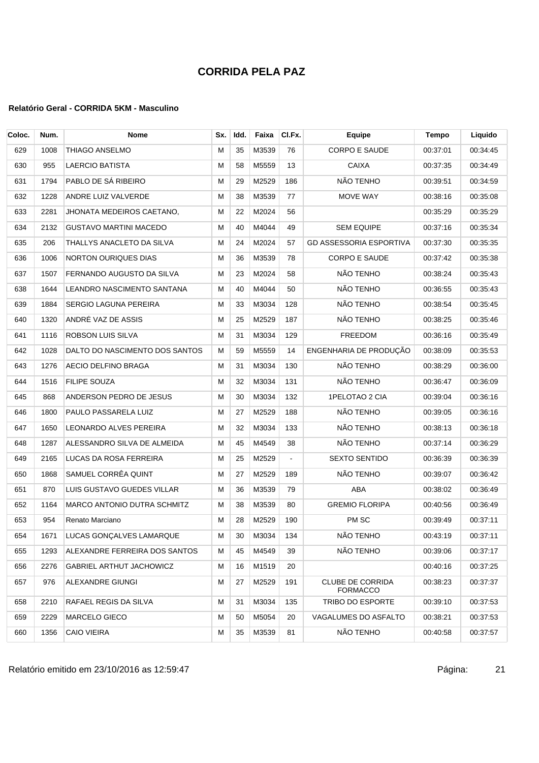# CORRIDA PELA PAZ

#### Relatório Geral - CORRIDA 5KM - Masculino

| Coloc. | Num. | Nome | Sx. | Idd. | Faixa | Cl.Fx. | Equipe | Tempo | Liquido |
|---|---|---|---|---|---|---|---|---|---|
| 629 | 1008 | THIAGO ANSELMO | M | 35 | M3539 | 76 | CORPO E SAUDE | 00:37:01 | 00:34:45 |
| 630 | 955 | LAERCIO BATISTA | M | 58 | M5559 | 13 | CAIXA | 00:37:35 | 00:34:49 |
| 631 | 1794 | PABLO DE SÁ RIBEIRO | M | 29 | M2529 | 186 | NÃO TENHO | 00:39:51 | 00:34:59 |
| 632 | 1228 | ANDRE LUIZ VALVERDE | M | 38 | M3539 | 77 | MOVE WAY | 00:38:16 | 00:35:08 |
| 633 | 2281 | JHONATA MEDEIROS CAETANO, | M | 22 | M2024 | 56 | | 00:35:29 | 00:35:29 |
| 634 | 2132 | GUSTAVO MARTINI MACEDO | M | 40 | M4044 | 49 | SEM EQUIPE | 00:37:16 | 00:35:34 |
| 635 | 206 | THALLYS ANACLETO DA SILVA | M | 24 | M2024 | 57 | GD ASSESSORIA ESPORTIVA | 00:37:30 | 00:35:35 |
| 636 | 1006 | NORTON OURIQUES DIAS | M | 36 | M3539 | 78 | CORPO E SAUDE | 00:37:42 | 00:35:38 |
| 637 | 1507 | FERNANDO AUGUSTO DA SILVA | M | 23 | M2024 | 58 | NÃO TENHO | 00:38:24 | 00:35:43 |
| 638 | 1644 | LEANDRO NASCIMENTO SANTANA | M | 40 | M4044 | 50 | NÃO TENHO | 00:36:55 | 00:35:43 |
| 639 | 1884 | SERGIO LAGUNA PEREIRA | M | 33 | M3034 | 128 | NÃO TENHO | 00:38:54 | 00:35:45 |
| 640 | 1320 | ANDRÉ VAZ DE ASSIS | M | 25 | M2529 | 187 | NÃO TENHO | 00:38:25 | 00:35:46 |
| 641 | 1116 | ROBSON LUIS SILVA | M | 31 | M3034 | 129 | FREEDOM | 00:36:16 | 00:35:49 |
| 642 | 1028 | DALTO DO NASCIMENTO DOS SANTOS | M | 59 | M5559 | 14 | ENGENHARIA DE PRODUÇÃO | 00:38:09 | 00:35:53 |
| 643 | 1276 | AECIO DELFINO BRAGA | M | 31 | M3034 | 130 | NÃO TENHO | 00:38:29 | 00:36:00 |
| 644 | 1516 | FILIPE SOUZA | M | 32 | M3034 | 131 | NÃO TENHO | 00:36:47 | 00:36:09 |
| 645 | 868 | ANDERSON PEDRO DE JESUS | M | 30 | M3034 | 132 | 1PELOTAO 2 CIA | 00:39:04 | 00:36:16 |
| 646 | 1800 | PAULO PASSARELA LUIZ | M | 27 | M2529 | 188 | NÃO TENHO | 00:39:05 | 00:36:16 |
| 647 | 1650 | LEONARDO ALVES PEREIRA | M | 32 | M3034 | 133 | NÃO TENHO | 00:38:13 | 00:36:18 |
| 648 | 1287 | ALESSANDRO SILVA DE ALMEIDA | M | 45 | M4549 | 38 | NÃO TENHO | 00:37:14 | 00:36:29 |
| 649 | 2165 | LUCAS DA ROSA FERREIRA | M | 25 | M2529 | - | SEXTO SENTIDO | 00:36:39 | 00:36:39 |
| 650 | 1868 | SAMUEL CORRÊA QUINT | M | 27 | M2529 | 189 | NÃO TENHO | 00:39:07 | 00:36:42 |
| 651 | 870 | LUIS GUSTAVO GUEDES VILLAR | M | 36 | M3539 | 79 | ABA | 00:38:02 | 00:36:49 |
| 652 | 1164 | MARCO ANTONIO DUTRA SCHMITZ | M | 38 | M3539 | 80 | GREMIO FLORIPA | 00:40:56 | 00:36:49 |
| 653 | 954 | Renato Marciano | M | 28 | M2529 | 190 | PM SC | 00:39:49 | 00:37:11 |
| 654 | 1671 | LUCAS GONÇALVES LAMARQUE | M | 30 | M3034 | 134 | NÃO TENHO | 00:43:19 | 00:37:11 |
| 655 | 1293 | ALEXANDRE FERREIRA DOS SANTOS | M | 45 | M4549 | 39 | NÃO TENHO | 00:39:06 | 00:37:17 |
| 656 | 2276 | GABRIEL ARTHUT JACHOWICZ | M | 16 | M1519 | 20 | | 00:40:16 | 00:37:25 |
| 657 | 976 | ALEXANDRE GIUNGI | M | 27 | M2529 | 191 | CLUBE DE CORRIDA FORMACCO | 00:38:23 | 00:37:37 |
| 658 | 2210 | RAFAEL REGIS DA SILVA | M | 31 | M3034 | 135 | TRIBO DO ESPORTE | 00:39:10 | 00:37:53 |
| 659 | 2229 | MARCELO GIECO | M | 50 | M5054 | 20 | VAGALUMES DO ASFALTO | 00:38:21 | 00:37:53 |
| 660 | 1356 | CAIO VIEIRA | M | 35 | M3539 | 81 | NÃO TENHO | 00:40:58 | 00:37:57 |

Relatório emitido em 23/10/2016 as 12:59:47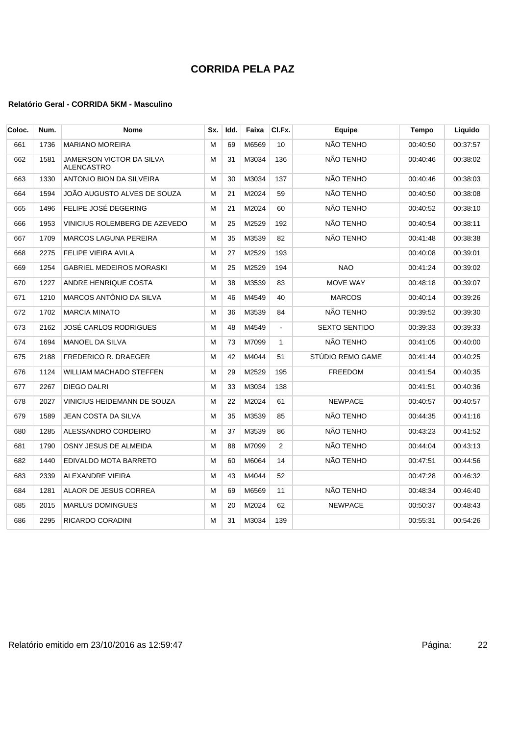# CORRIDA PELA PAZ

### Relatório Geral - CORRIDA 5KM - Masculino

| Coloc. | Num. | Nome | Sx. | Idd. | Faixa | Cl.Fx. | Equipe | Tempo | Liquido |
|---|---|---|---|---|---|---|---|---|---|
| 661 | 1736 | MARIANO MOREIRA | M | 69 | M6569 | 10 | NÃO TENHO | 00:40:50 | 00:37:57 |
| 662 | 1581 | JAMERSON VICTOR DA SILVA ALENCASTRO | M | 31 | M3034 | 136 | NÃO TENHO | 00:40:46 | 00:38:02 |
| 663 | 1330 | ANTONIO BION DA SILVEIRA | M | 30 | M3034 | 137 | NÃO TENHO | 00:40:46 | 00:38:03 |
| 664 | 1594 | JOÃO AUGUSTO ALVES DE SOUZA | M | 21 | M2024 | 59 | NÃO TENHO | 00:40:50 | 00:38:08 |
| 665 | 1496 | FELIPE JOSÉ DEGERING | M | 21 | M2024 | 60 | NÃO TENHO | 00:40:52 | 00:38:10 |
| 666 | 1953 | VINICIUS ROLEMBERG DE AZEVEDO | M | 25 | M2529 | 192 | NÃO TENHO | 00:40:54 | 00:38:11 |
| 667 | 1709 | MARCOS LAGUNA PEREIRA | M | 35 | M3539 | 82 | NÃO TENHO | 00:41:48 | 00:38:38 |
| 668 | 2275 | FELIPE VIEIRA AVILA | M | 27 | M2529 | 193 | | 00:40:08 | 00:39:01 |
| 669 | 1254 | GABRIEL MEDEIROS MORASKI | M | 25 | M2529 | 194 | NAO | 00:41:24 | 00:39:02 |
| 670 | 1227 | ANDRE HENRIQUE COSTA | M | 38 | M3539 | 83 | MOVE WAY | 00:48:18 | 00:39:07 |
| 671 | 1210 | MARCOS ANTÔNIO DA SILVA | M | 46 | M4549 | 40 | MARCOS | 00:40:14 | 00:39:26 |
| 672 | 1702 | MARCIA MINATO | M | 36 | M3539 | 84 | NÃO TENHO | 00:39:52 | 00:39:30 |
| 673 | 2162 | JOSÉ CARLOS RODRIGUES | M | 48 | M4549 | - | SEXTO SENTIDO | 00:39:33 | 00:39:33 |
| 674 | 1694 | MANOEL DA SILVA | M | 73 | M7099 | 1 | NÃO TENHO | 00:41:05 | 00:40:00 |
| 675 | 2188 | FREDERICO R. DRAEGER | M | 42 | M4044 | 51 | STÚDIO REMO GAME | 00:41:44 | 00:40:25 |
| 676 | 1124 | WILLIAM MACHADO STEFFEN | M | 29 | M2529 | 195 | FREEDOM | 00:41:54 | 00:40:35 |
| 677 | 2267 | DIEGO DALRI | M | 33 | M3034 | 138 | | 00:41:51 | 00:40:36 |
| 678 | 2027 | VINICIUS HEIDEMANN DE SOUZA | M | 22 | M2024 | 61 | NEWPACE | 00:40:57 | 00:40:57 |
| 679 | 1589 | JEAN COSTA DA SILVA | M | 35 | M3539 | 85 | NÃO TENHO | 00:44:35 | 00:41:16 |
| 680 | 1285 | ALESSANDRO CORDEIRO | M | 37 | M3539 | 86 | NÃO TENHO | 00:43:23 | 00:41:52 |
| 681 | 1790 | OSNY JESUS DE ALMEIDA | M | 88 | M7099 | 2 | NÃO TENHO | 00:44:04 | 00:43:13 |
| 682 | 1440 | EDIVALDO MOTA BARRETO | M | 60 | M6064 | 14 | NÃO TENHO | 00:47:51 | 00:44:56 |
| 683 | 2339 | ALEXANDRE VIEIRA | M | 43 | M4044 | 52 | | 00:47:28 | 00:46:32 |
| 684 | 1281 | ALAOR DE JESUS CORREA | M | 69 | M6569 | 11 | NÃO TENHO | 00:48:34 | 00:46:40 |
| 685 | 2015 | MARLUS DOMINGUES | M | 20 | M2024 | 62 | NEWPACE | 00:50:37 | 00:48:43 |
| 686 | 2295 | RICARDO CORADINI | M | 31 | M3034 | 139 | | 00:55:31 | 00:54:26 |

Relatório emitido em 23/10/2016 as 12:59:47